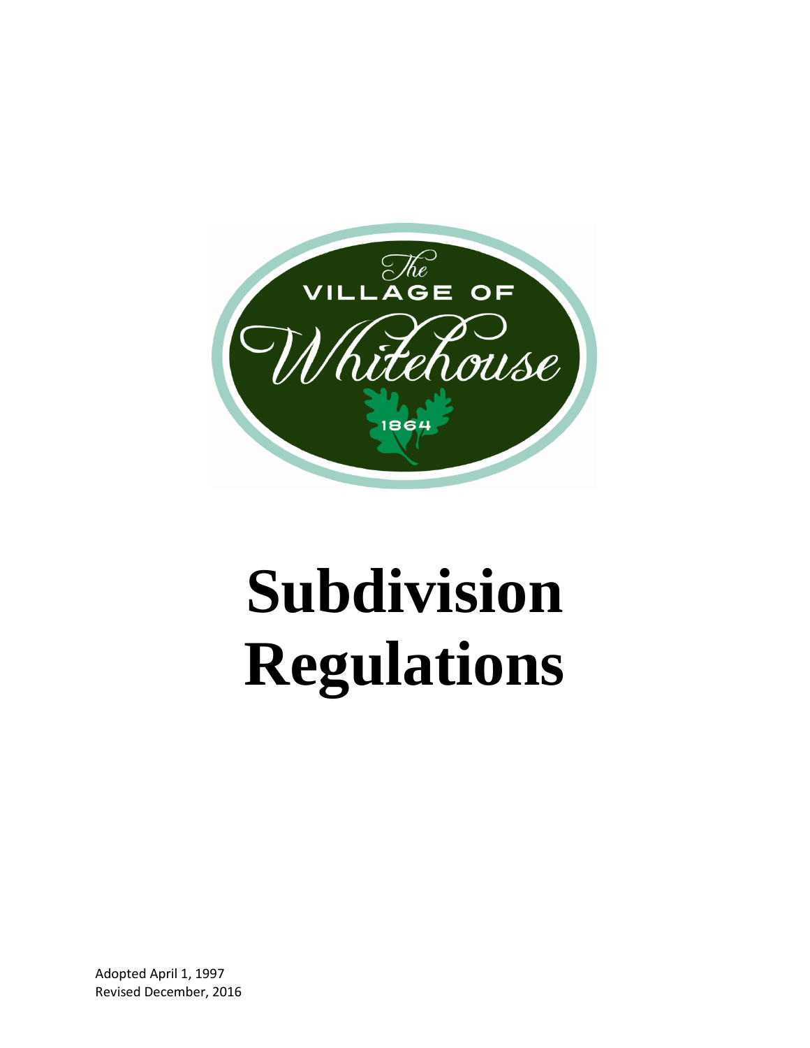The Village of Whitehouse

1864

# Subdivision Regulations

Adopted April 1, 1997
Revised December, 2016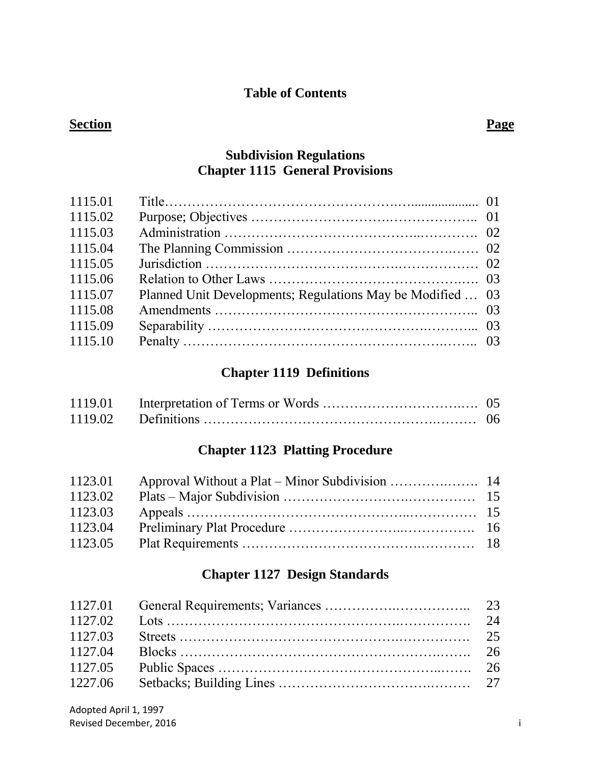# Table of Contents

| Section | | Page |
|---|---|---|

## Subdivision Regulations
## Chapter 1115 General Provisions

| | | |
|---|---|---|
| 1115.01 | Title | 01 |
| 1115.02 | Purpose; Objectives | 01 |
| 1115.03 | Administration | 02 |
| 1115.04 | The Planning Commission | 02 |
| 1115.05 | Jurisdiction | 02 |
| 1115.06 | Relation to Other Laws | 03 |
| 1115.07 | Planned Unit Developments; Regulations May be Modified | 03 |
| 1115.08 | Amendments | 03 |
| 1115.09 | Separability | 03 |
| 1115.10 | Penalty | 03 |

## Chapter 1119 Definitions

| | | |
|---|---|---|
| 1119.01 | Interpretation of Terms or Words | 05 |
| 1119.02 | Definitions | 06 |

## Chapter 1123 Platting Procedure

| | | |
|---|---|---|
| 1123.01 | Approval Without a Plat – Minor Subdivision | 14 |
| 1123.02 | Plats – Major Subdivision | 15 |
| 1123.03 | Appeals | 15 |
| 1123.04 | Preliminary Plat Procedure | 16 |
| 1123.05 | Plat Requirements | 18 |

## Chapter 1127 Design Standards

| | | |
|---|---|---|
| 1127.01 | General Requirements; Variances | 23 |
| 1127.02 | Lots | 24 |
| 1127.03 | Streets | 25 |
| 1127.04 | Blocks | 26 |
| 1127.05 | Public Spaces | 26 |
| 1227.06 | Setbacks; Building Lines | 27 |

Adopted April 1, 1997
Revised December, 2016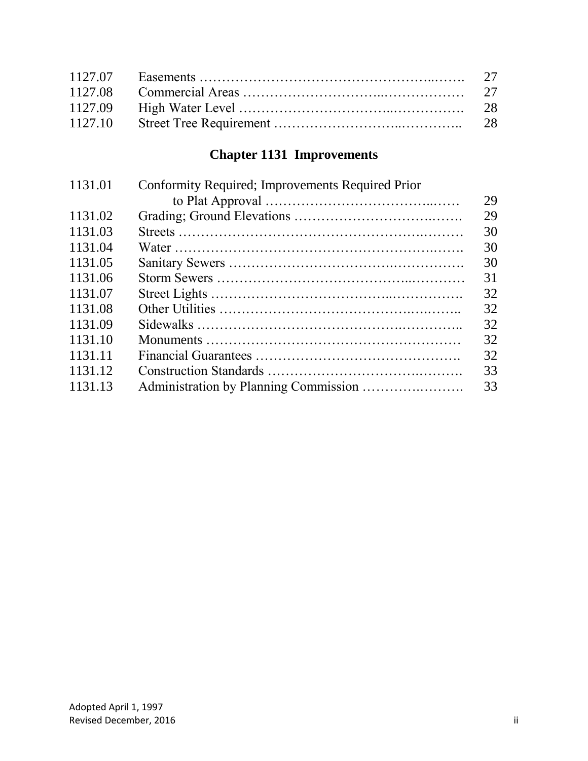| | | |
|---|---|---|
| 1127.07 | Easements | 27 |
| 1127.08 | Commercial Areas | 27 |
| 1127.09 | High Water Level | 28 |
| 1127.10 | Street Tree Requirement | 28 |

## Chapter 1131 Improvements

| | | |
|---|---|---|
| 1131.01 | Conformity Required; Improvements Required Prior to Plat Approval | 29 |
| 1131.02 | Grading; Ground Elevations | 29 |
| 1131.03 | Streets | 30 |
| 1131.04 | Water | 30 |
| 1131.05 | Sanitary Sewers | 30 |
| 1131.06 | Storm Sewers | 31 |
| 1131.07 | Street Lights | 32 |
| 1131.08 | Other Utilities | 32 |
| 1131.09 | Sidewalks | 32 |
| 1131.10 | Monuments | 32 |
| 1131.11 | Financial Guarantees | 32 |
| 1131.12 | Construction Standards | 33 |
| 1131.13 | Administration by Planning Commission | 33 |

Adopted April 1, 1997
Revised December, 2016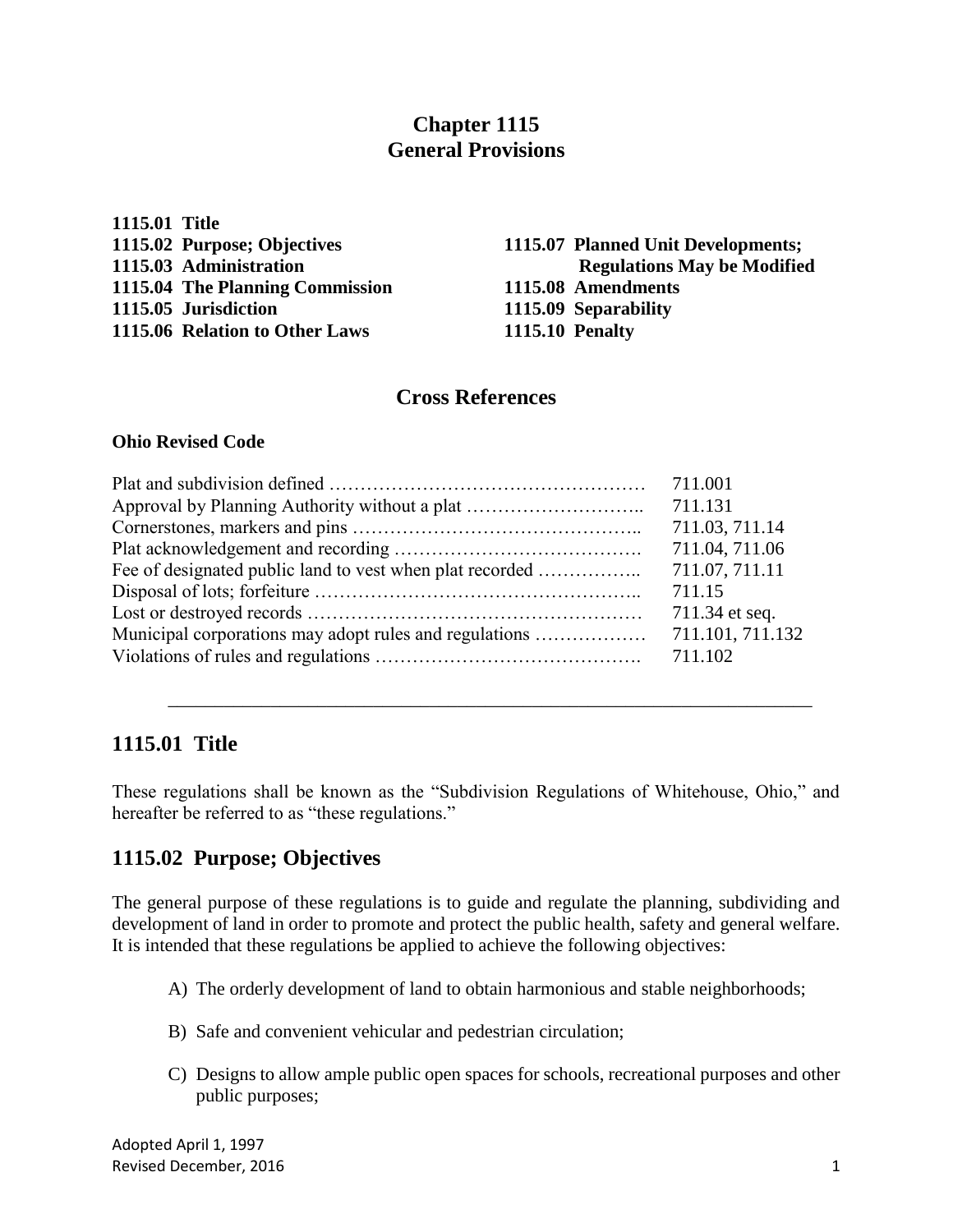# Chapter 1115
# General Provisions

**1115.01 Title**
**1115.02 Purpose; Objectives**
**1115.03 Administration**
**1115.04 The Planning Commission**
**1115.05 Jurisdiction**
**1115.06 Relation to Other Laws**
**1115.07 Planned Unit Developments; Regulations May be Modified**
**1115.08 Amendments**
**1115.09 Separability**
**1115.10 Penalty**

## Cross References

**Ohio Revised Code**

| | |
|---|---|
| Plat and subdivision defined | 711.001 |
| Approval by Planning Authority without a plat | 711.131 |
| Cornerstones, markers and pins | 711.03, 711.14 |
| Plat acknowledgement and recording | 711.04, 711.06 |
| Fee of designated public land to vest when plat recorded | 711.07, 711.11 |
| Disposal of lots; forfeiture | 711.15 |
| Lost or destroyed records | 711.34 et seq. |
| Municipal corporations may adopt rules and regulations | 711.101, 711.132 |
| Violations of rules and regulations | 711.102 |

---

## 1115.01 Title

These regulations shall be known as the "Subdivision Regulations of Whitehouse, Ohio," and hereafter be referred to as "these regulations."

## 1115.02 Purpose; Objectives

The general purpose of these regulations is to guide and regulate the planning, subdividing and development of land in order to promote and protect the public health, safety and general welfare. It is intended that these regulations be applied to achieve the following objectives:

A) The orderly development of land to obtain harmonious and stable neighborhoods;

B) Safe and convenient vehicular and pedestrian circulation;

C) Designs to allow ample public open spaces for schools, recreational purposes and other public purposes;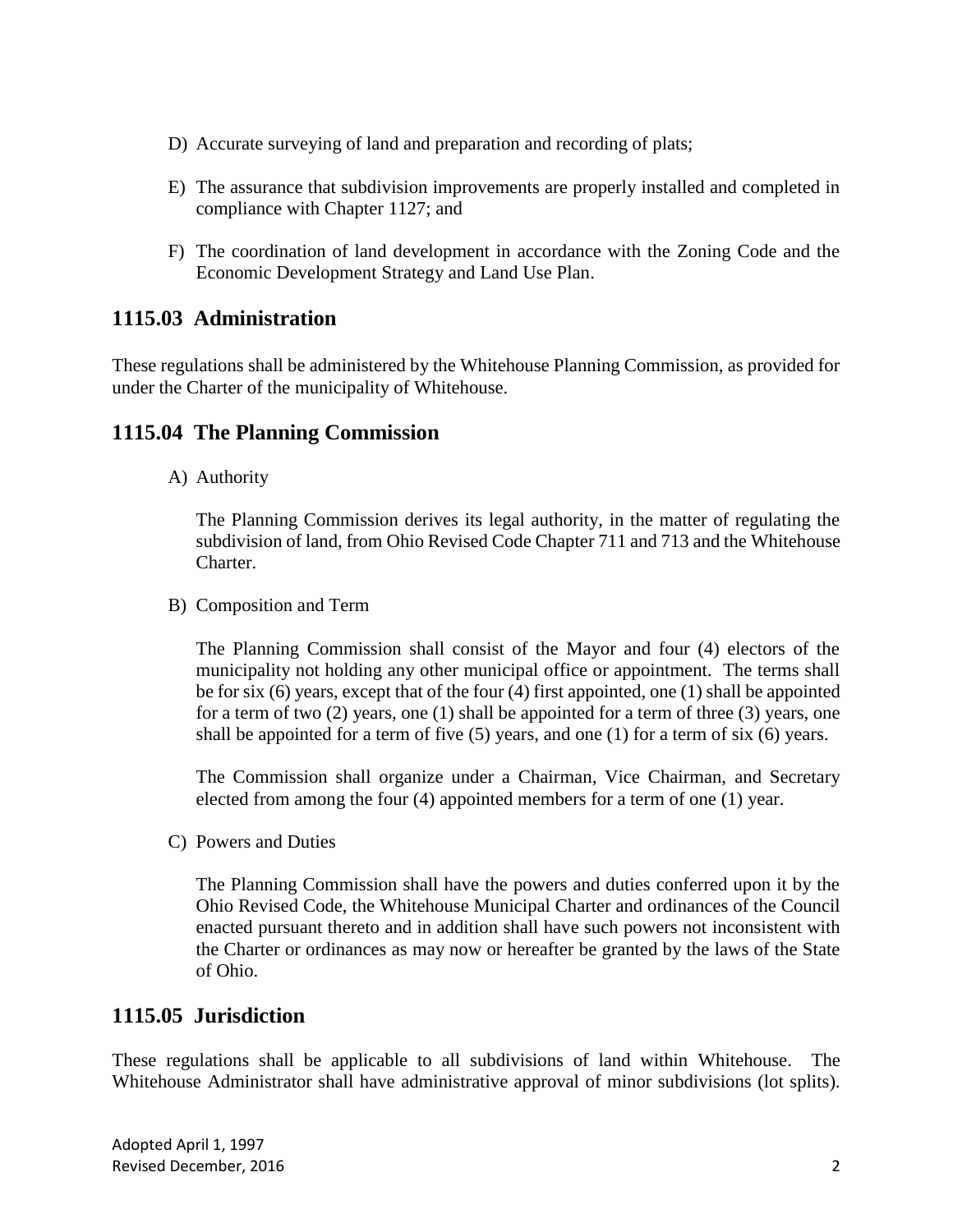D) Accurate surveying of land and preparation and recording of plats;

E) The assurance that subdivision improvements are properly installed and completed in compliance with Chapter 1127; and

F) The coordination of land development in accordance with the Zoning Code and the Economic Development Strategy and Land Use Plan.

## 1115.03 Administration

These regulations shall be administered by the Whitehouse Planning Commission, as provided for under the Charter of the municipality of Whitehouse.

## 1115.04 The Planning Commission

A) Authority

The Planning Commission derives its legal authority, in the matter of regulating the subdivision of land, from Ohio Revised Code Chapter 711 and 713 and the Whitehouse Charter.

B) Composition and Term

The Planning Commission shall consist of the Mayor and four (4) electors of the municipality not holding any other municipal office or appointment. The terms shall be for six (6) years, except that of the four (4) first appointed, one (1) shall be appointed for a term of two (2) years, one (1) shall be appointed for a term of three (3) years, one shall be appointed for a term of five (5) years, and one (1) for a term of six (6) years.

The Commission shall organize under a Chairman, Vice Chairman, and Secretary elected from among the four (4) appointed members for a term of one (1) year.

C) Powers and Duties

The Planning Commission shall have the powers and duties conferred upon it by the Ohio Revised Code, the Whitehouse Municipal Charter and ordinances of the Council enacted pursuant thereto and in addition shall have such powers not inconsistent with the Charter or ordinances as may now or hereafter be granted by the laws of the State of Ohio.

## 1115.05 Jurisdiction

These regulations shall be applicable to all subdivisions of land within Whitehouse. The Whitehouse Administrator shall have administrative approval of minor subdivisions (lot splits).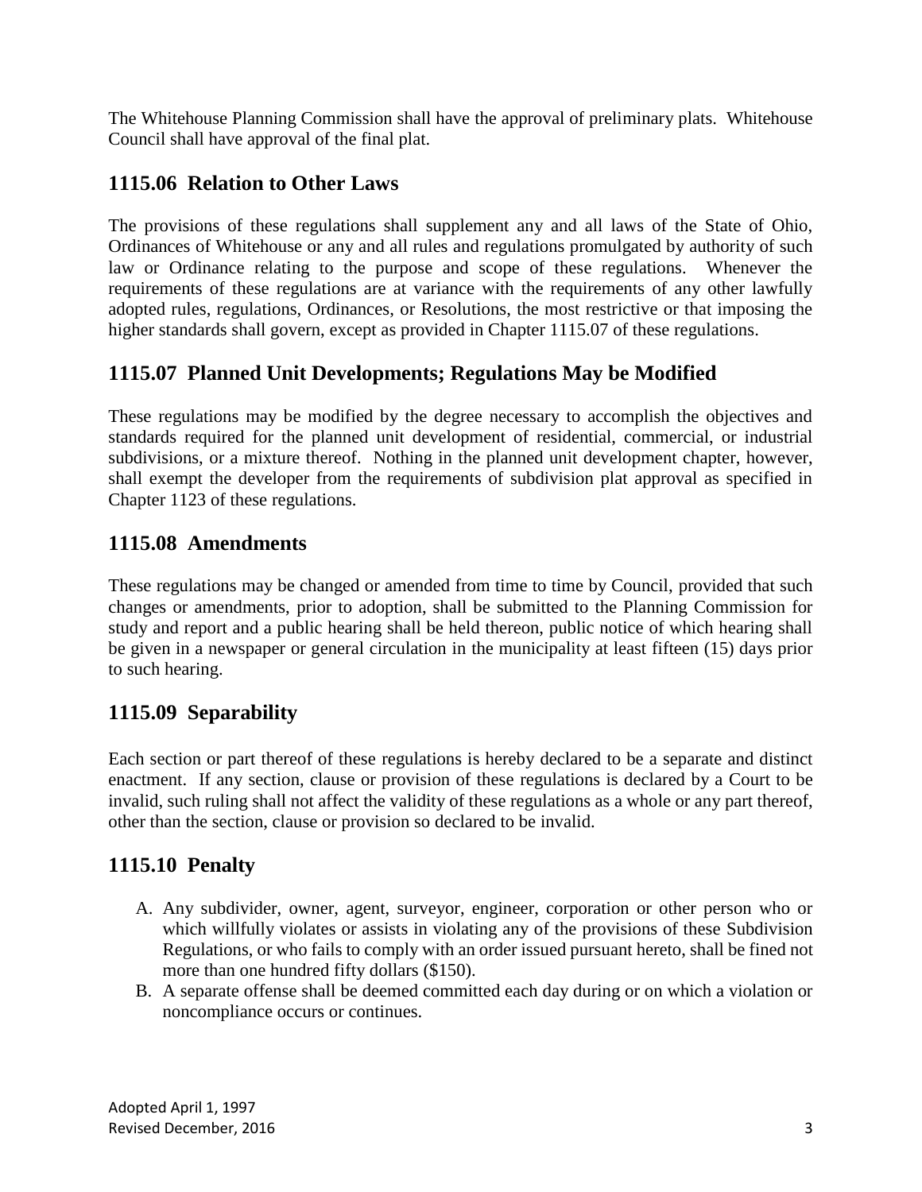The Whitehouse Planning Commission shall have the approval of preliminary plats. Whitehouse Council shall have approval of the final plat.

## 1115.06 Relation to Other Laws

The provisions of these regulations shall supplement any and all laws of the State of Ohio, Ordinances of Whitehouse or any and all rules and regulations promulgated by authority of such law or Ordinance relating to the purpose and scope of these regulations. Whenever the requirements of these regulations are at variance with the requirements of any other lawfully adopted rules, regulations, Ordinances, or Resolutions, the most restrictive or that imposing the higher standards shall govern, except as provided in Chapter 1115.07 of these regulations.

## 1115.07 Planned Unit Developments; Regulations May be Modified

These regulations may be modified by the degree necessary to accomplish the objectives and standards required for the planned unit development of residential, commercial, or industrial subdivisions, or a mixture thereof. Nothing in the planned unit development chapter, however, shall exempt the developer from the requirements of subdivision plat approval as specified in Chapter 1123 of these regulations.

## 1115.08 Amendments

These regulations may be changed or amended from time to time by Council, provided that such changes or amendments, prior to adoption, shall be submitted to the Planning Commission for study and report and a public hearing shall be held thereon, public notice of which hearing shall be given in a newspaper or general circulation in the municipality at least fifteen (15) days prior to such hearing.

## 1115.09 Separability

Each section or part thereof of these regulations is hereby declared to be a separate and distinct enactment. If any section, clause or provision of these regulations is declared by a Court to be invalid, such ruling shall not affect the validity of these regulations as a whole or any part thereof, other than the section, clause or provision so declared to be invalid.

## 1115.10 Penalty

A. Any subdivider, owner, agent, surveyor, engineer, corporation or other person who or which willfully violates or assists in violating any of the provisions of these Subdivision Regulations, or who fails to comply with an order issued pursuant hereto, shall be fined not more than one hundred fifty dollars ($150).
B. A separate offense shall be deemed committed each day during or on which a violation or noncompliance occurs or continues.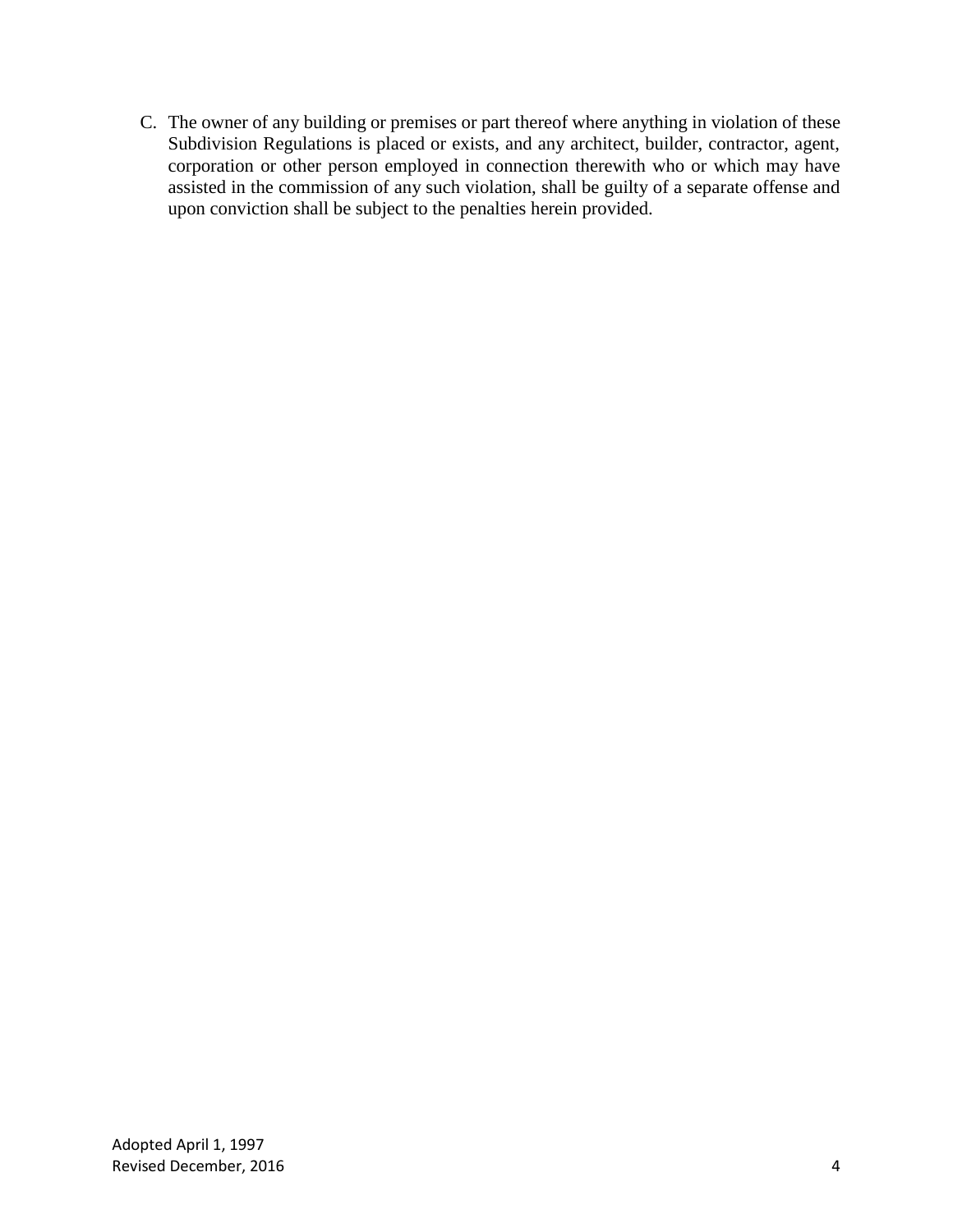C. The owner of any building or premises or part thereof where anything in violation of these Subdivision Regulations is placed or exists, and any architect, builder, contractor, agent, corporation or other person employed in connection therewith who or which may have assisted in the commission of any such violation, shall be guilty of a separate offense and upon conviction shall be subject to the penalties herein provided.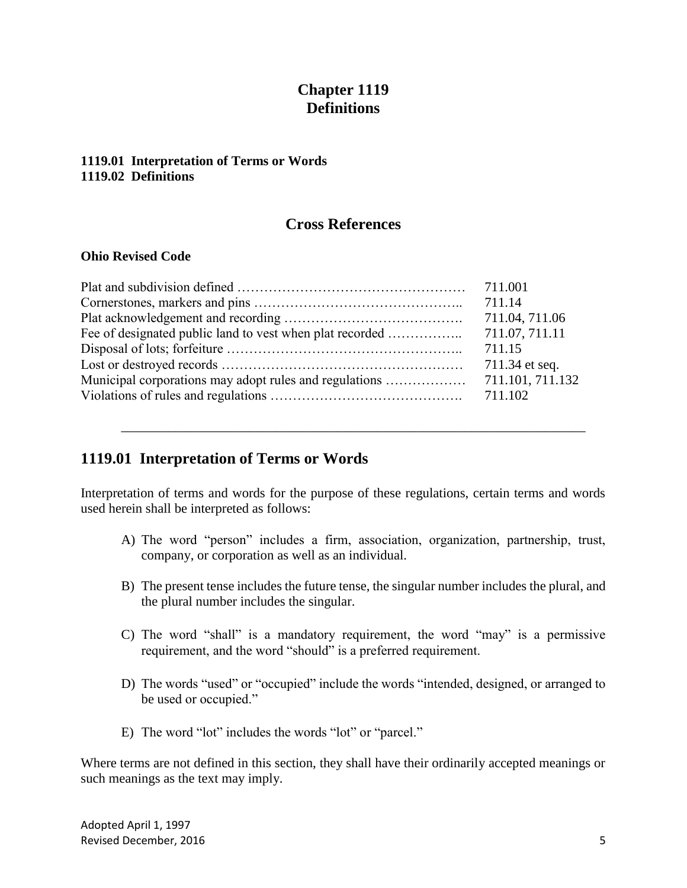# Chapter 1119
# Definitions

**1119.01 Interpretation of Terms or Words**
**1119.02 Definitions**

## Cross References

**Ohio Revised Code**

| | |
|---|---|
| Plat and subdivision defined …………………………………………… | 711.001 |
| Cornerstones, markers and pins ……………………………………….. | 711.14 |
| Plat acknowledgement and recording …………………………………. | 711.04, 711.06 |
| Fee of designated public land to vest when plat recorded …………….. | 711.07, 711.11 |
| Disposal of lots; forfeiture …………………………………………….. | 711.15 |
| Lost or destroyed records ………………………………………………… | 711.34 et seq. |
| Municipal corporations may adopt rules and regulations ……………… | 711.101, 711.132 |
| Violations of rules and regulations ……………………………………. | 711.102 |

---

## 1119.01 Interpretation of Terms or Words

Interpretation of terms and words for the purpose of these regulations, certain terms and words used herein shall be interpreted as follows:

A) The word "person" includes a firm, association, organization, partnership, trust, company, or corporation as well as an individual.

B) The present tense includes the future tense, the singular number includes the plural, and the plural number includes the singular.

C) The word "shall" is a mandatory requirement, the word "may" is a permissive requirement, and the word "should" is a preferred requirement.

D) The words "used" or "occupied" include the words "intended, designed, or arranged to be used or occupied."

E) The word "lot" includes the words "lot" or "parcel."

Where terms are not defined in this section, they shall have their ordinarily accepted meanings or such meanings as the text may imply.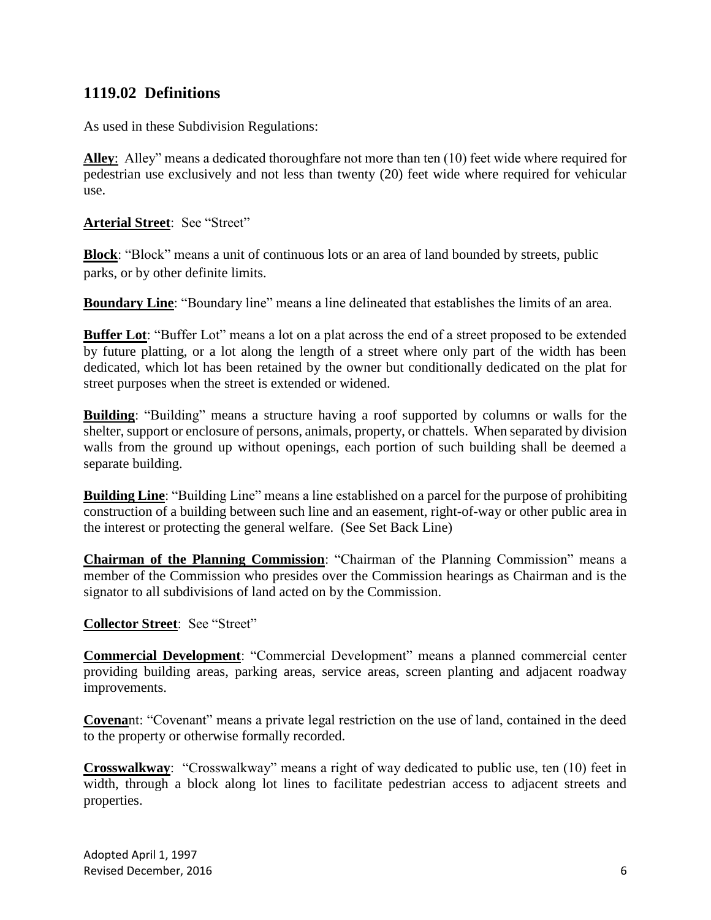## 1119.02 Definitions

As used in these Subdivision Regulations:

**Alley**: Alley" means a dedicated thoroughfare not more than ten (10) feet wide where required for pedestrian use exclusively and not less than twenty (20) feet wide where required for vehicular use.

**Arterial Street**: See "Street"

**Block**: "Block" means a unit of continuous lots or an area of land bounded by streets, public parks, or by other definite limits.

**Boundary Line**: "Boundary line" means a line delineated that establishes the limits of an area.

**Buffer Lot**: "Buffer Lot" means a lot on a plat across the end of a street proposed to be extended by future platting, or a lot along the length of a street where only part of the width has been dedicated, which lot has been retained by the owner but conditionally dedicated on the plat for street purposes when the street is extended or widened.

**Building**: "Building" means a structure having a roof supported by columns or walls for the shelter, support or enclosure of persons, animals, property, or chattels. When separated by division walls from the ground up without openings, each portion of such building shall be deemed a separate building.

**Building Line**: "Building Line" means a line established on a parcel for the purpose of prohibiting construction of a building between such line and an easement, right-of-way or other public area in the interest or protecting the general welfare. (See Set Back Line)

**Chairman of the Planning Commission**: "Chairman of the Planning Commission" means a member of the Commission who presides over the Commission hearings as Chairman and is the signator to all subdivisions of land acted on by the Commission.

**Collector Street**: See "Street"

**Commercial Development**: "Commercial Development" means a planned commercial center providing building areas, parking areas, service areas, screen planting and adjacent roadway improvements.

**Covenant**: "Covenant" means a private legal restriction on the use of land, contained in the deed to the property or otherwise formally recorded.

**Crosswalkway**: "Crosswalkway" means a right of way dedicated to public use, ten (10) feet in width, through a block along lot lines to facilitate pedestrian access to adjacent streets and properties.

Adopted April 1, 1997
Revised December, 2016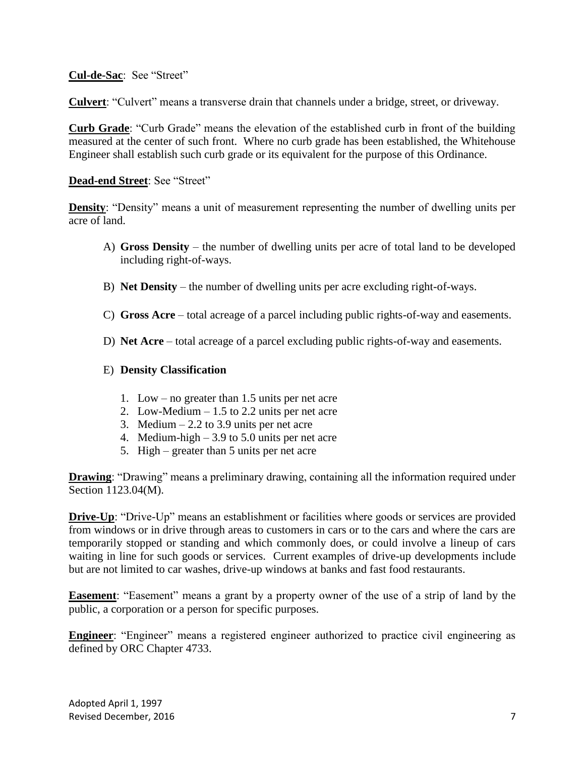**Cul-de-Sac**: See "Street"

**Culvert**: "Culvert" means a transverse drain that channels under a bridge, street, or driveway.

**Curb Grade**: "Curb Grade" means the elevation of the established curb in front of the building measured at the center of such front. Where no curb grade has been established, the Whitehouse Engineer shall establish such curb grade or its equivalent for the purpose of this Ordinance.

**Dead-end Street**: See "Street"

**Density**: "Density" means a unit of measurement representing the number of dwelling units per acre of land.

A) **Gross Density** – the number of dwelling units per acre of total land to be developed including right-of-ways.

B) **Net Density** – the number of dwelling units per acre excluding right-of-ways.

C) **Gross Acre** – total acreage of a parcel including public rights-of-way and easements.

D) **Net Acre** – total acreage of a parcel excluding public rights-of-way and easements.

E) **Density Classification**

1. Low – no greater than 1.5 units per net acre
2. Low-Medium – 1.5 to 2.2 units per net acre
3. Medium – 2.2 to 3.9 units per net acre
4. Medium-high – 3.9 to 5.0 units per net acre
5. High – greater than 5 units per net acre

**Drawing**: "Drawing" means a preliminary drawing, containing all the information required under Section 1123.04(M).

**Drive-Up**: "Drive-Up" means an establishment or facilities where goods or services are provided from windows or in drive through areas to customers in cars or to the cars and where the cars are temporarily stopped or standing and which commonly does, or could involve a lineup of cars waiting in line for such goods or services. Current examples of drive-up developments include but are not limited to car washes, drive-up windows at banks and fast food restaurants.

**Easement**: "Easement" means a grant by a property owner of the use of a strip of land by the public, a corporation or a person for specific purposes.

**Engineer**: "Engineer" means a registered engineer authorized to practice civil engineering as defined by ORC Chapter 4733.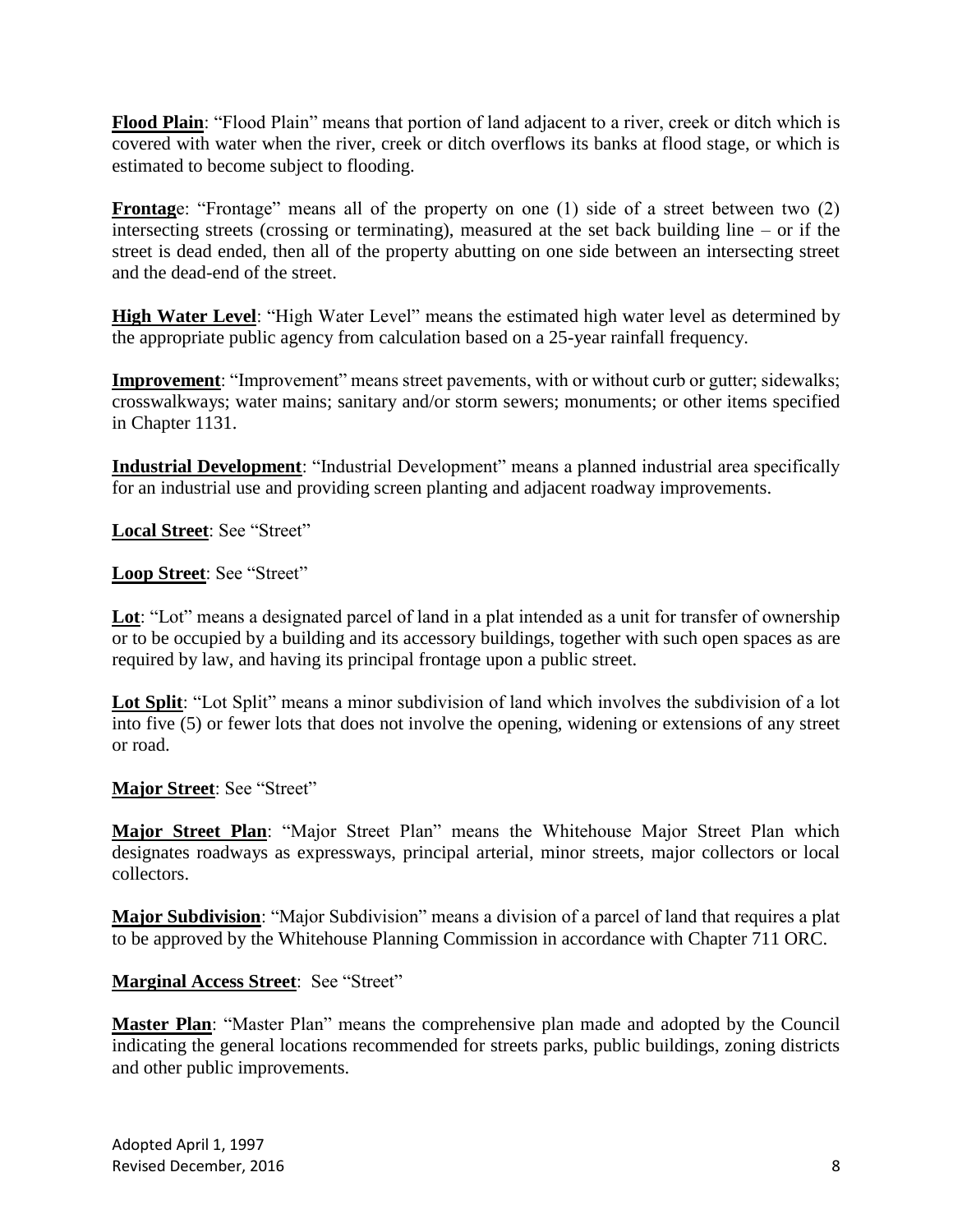**Flood Plain**: "Flood Plain" means that portion of land adjacent to a river, creek or ditch which is covered with water when the river, creek or ditch overflows its banks at flood stage, or which is estimated to become subject to flooding.

**Frontag**e: "Frontage" means all of the property on one (1) side of a street between two (2) intersecting streets (crossing or terminating), measured at the set back building line – or if the street is dead ended, then all of the property abutting on one side between an intersecting street and the dead-end of the street.

**High Water Level**: "High Water Level" means the estimated high water level as determined by the appropriate public agency from calculation based on a 25-year rainfall frequency.

**Improvement**: "Improvement" means street pavements, with or without curb or gutter; sidewalks; crosswalkways; water mains; sanitary and/or storm sewers; monuments; or other items specified in Chapter 1131.

**Industrial Development**: "Industrial Development" means a planned industrial area specifically for an industrial use and providing screen planting and adjacent roadway improvements.

**Local Street**: See "Street"

**Loop Street**: See "Street"

**Lot**: "Lot" means a designated parcel of land in a plat intended as a unit for transfer of ownership or to be occupied by a building and its accessory buildings, together with such open spaces as are required by law, and having its principal frontage upon a public street.

**Lot Split**: "Lot Split" means a minor subdivision of land which involves the subdivision of a lot into five (5) or fewer lots that does not involve the opening, widening or extensions of any street or road.

**Major Street**: See "Street"

**Major Street Plan**: "Major Street Plan" means the Whitehouse Major Street Plan which designates roadways as expressways, principal arterial, minor streets, major collectors or local collectors.

**Major Subdivision**: "Major Subdivision" means a division of a parcel of land that requires a plat to be approved by the Whitehouse Planning Commission in accordance with Chapter 711 ORC.

**Marginal Access Street**: See "Street"

**Master Plan**: "Master Plan" means the comprehensive plan made and adopted by the Council indicating the general locations recommended for streets parks, public buildings, zoning districts and other public improvements.

Adopted April 1, 1997
Revised December, 2016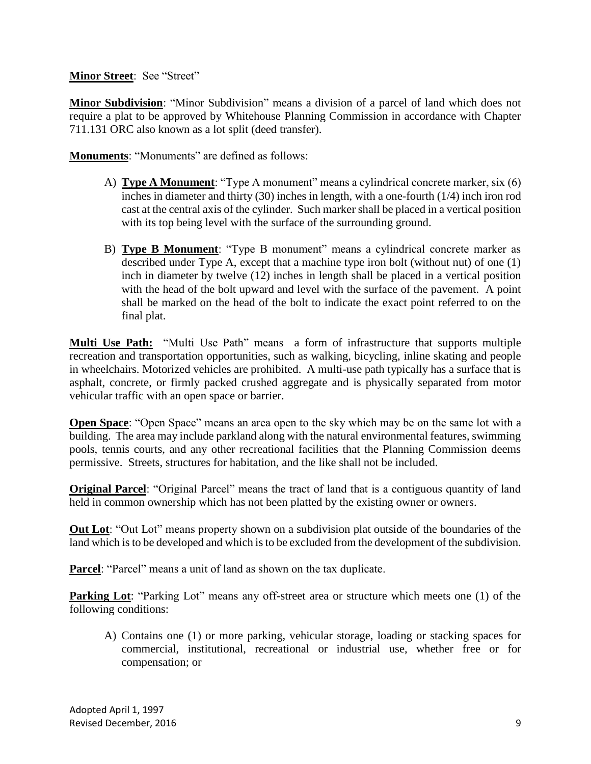**Minor Street**: See "Street"

**Minor Subdivision**: "Minor Subdivision" means a division of a parcel of land which does not require a plat to be approved by Whitehouse Planning Commission in accordance with Chapter 711.131 ORC also known as a lot split (deed transfer).

**Monuments**: "Monuments" are defined as follows:

A) **Type A Monument**: "Type A monument" means a cylindrical concrete marker, six (6) inches in diameter and thirty (30) inches in length, with a one-fourth (1/4) inch iron rod cast at the central axis of the cylinder. Such marker shall be placed in a vertical position with its top being level with the surface of the surrounding ground.

B) **Type B Monument**: "Type B monument" means a cylindrical concrete marker as described under Type A, except that a machine type iron bolt (without nut) of one (1) inch in diameter by twelve (12) inches in length shall be placed in a vertical position with the head of the bolt upward and level with the surface of the pavement. A point shall be marked on the head of the bolt to indicate the exact point referred to on the final plat.

**Multi Use Path:** "Multi Use Path" means a form of infrastructure that supports multiple recreation and transportation opportunities, such as walking, bicycling, inline skating and people in wheelchairs. Motorized vehicles are prohibited. A multi-use path typically has a surface that is asphalt, concrete, or firmly packed crushed aggregate and is physically separated from motor vehicular traffic with an open space or barrier.

**Open Space**: "Open Space" means an area open to the sky which may be on the same lot with a building. The area may include parkland along with the natural environmental features, swimming pools, tennis courts, and any other recreational facilities that the Planning Commission deems permissive. Streets, structures for habitation, and the like shall not be included.

**Original Parcel**: "Original Parcel" means the tract of land that is a contiguous quantity of land held in common ownership which has not been platted by the existing owner or owners.

**Out Lot**: "Out Lot" means property shown on a subdivision plat outside of the boundaries of the land which is to be developed and which is to be excluded from the development of the subdivision.

**Parcel**: "Parcel" means a unit of land as shown on the tax duplicate.

**Parking Lot**: "Parking Lot" means any off-street area or structure which meets one (1) of the following conditions:

A) Contains one (1) or more parking, vehicular storage, loading or stacking spaces for commercial, institutional, recreational or industrial use, whether free or for compensation; or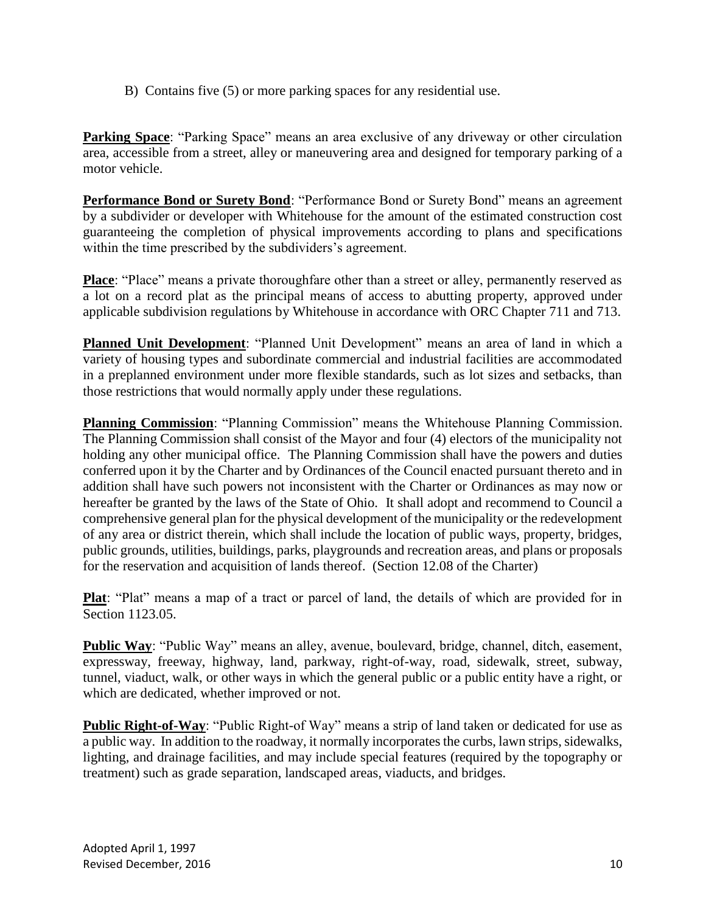B) Contains five (5) or more parking spaces for any residential use.

**Parking Space**: "Parking Space" means an area exclusive of any driveway or other circulation area, accessible from a street, alley or maneuvering area and designed for temporary parking of a motor vehicle.

**Performance Bond or Surety Bond**: "Performance Bond or Surety Bond" means an agreement by a subdivider or developer with Whitehouse for the amount of the estimated construction cost guaranteeing the completion of physical improvements according to plans and specifications within the time prescribed by the subdividers's agreement.

**Place**: "Place" means a private thoroughfare other than a street or alley, permanently reserved as a lot on a record plat as the principal means of access to abutting property, approved under applicable subdivision regulations by Whitehouse in accordance with ORC Chapter 711 and 713.

**Planned Unit Development**: "Planned Unit Development" means an area of land in which a variety of housing types and subordinate commercial and industrial facilities are accommodated in a preplanned environment under more flexible standards, such as lot sizes and setbacks, than those restrictions that would normally apply under these regulations.

**Planning Commission**: "Planning Commission" means the Whitehouse Planning Commission. The Planning Commission shall consist of the Mayor and four (4) electors of the municipality not holding any other municipal office. The Planning Commission shall have the powers and duties conferred upon it by the Charter and by Ordinances of the Council enacted pursuant thereto and in addition shall have such powers not inconsistent with the Charter or Ordinances as may now or hereafter be granted by the laws of the State of Ohio. It shall adopt and recommend to Council a comprehensive general plan for the physical development of the municipality or the redevelopment of any area or district therein, which shall include the location of public ways, property, bridges, public grounds, utilities, buildings, parks, playgrounds and recreation areas, and plans or proposals for the reservation and acquisition of lands thereof. (Section 12.08 of the Charter)

**Plat**: "Plat" means a map of a tract or parcel of land, the details of which are provided for in Section 1123.05.

**Public Way**: "Public Way" means an alley, avenue, boulevard, bridge, channel, ditch, easement, expressway, freeway, highway, land, parkway, right-of-way, road, sidewalk, street, subway, tunnel, viaduct, walk, or other ways in which the general public or a public entity have a right, or which are dedicated, whether improved or not.

**Public Right-of-Way**: "Public Right-of Way" means a strip of land taken or dedicated for use as a public way. In addition to the roadway, it normally incorporates the curbs, lawn strips, sidewalks, lighting, and drainage facilities, and may include special features (required by the topography or treatment) such as grade separation, landscaped areas, viaducts, and bridges.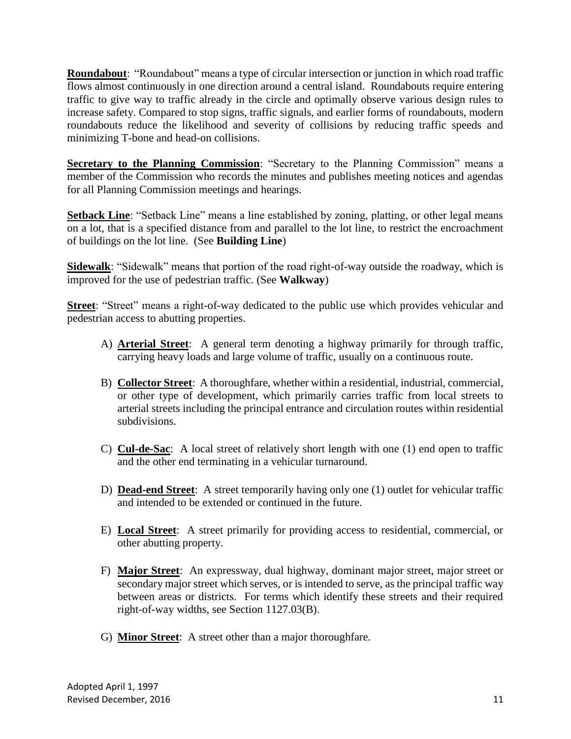**Roundabout**: “Roundabout” means a type of circular intersection or junction in which road traffic flows almost continuously in one direction around a central island. Roundabouts require entering traffic to give way to traffic already in the circle and optimally observe various design rules to increase safety. Compared to stop signs, traffic signals, and earlier forms of roundabouts, modern roundabouts reduce the likelihood and severity of collisions by reducing traffic speeds and minimizing T-bone and head-on collisions.

**Secretary to the Planning Commission**: “Secretary to the Planning Commission” means a member of the Commission who records the minutes and publishes meeting notices and agendas for all Planning Commission meetings and hearings.

**Setback Line**: “Setback Line” means a line established by zoning, platting, or other legal means on a lot, that is a specified distance from and parallel to the lot line, to restrict the encroachment of buildings on the lot line. (See **Building Line**)

**Sidewalk**: “Sidewalk” means that portion of the road right-of-way outside the roadway, which is improved for the use of pedestrian traffic. (See **Walkway**)

**Street**: “Street” means a right-of-way dedicated to the public use which provides vehicular and pedestrian access to abutting properties.

A) **Arterial Street**: A general term denoting a highway primarily for through traffic, carrying heavy loads and large volume of traffic, usually on a continuous route.

B) **Collector Street**: A thoroughfare, whether within a residential, industrial, commercial, or other type of development, which primarily carries traffic from local streets to arterial streets including the principal entrance and circulation routes within residential subdivisions.

C) **Cul-de-Sac**: A local street of relatively short length with one (1) end open to traffic and the other end terminating in a vehicular turnaround.

D) **Dead-end Street**: A street temporarily having only one (1) outlet for vehicular traffic and intended to be extended or continued in the future.

E) **Local Street**: A street primarily for providing access to residential, commercial, or other abutting property.

F) **Major Street**: An expressway, dual highway, dominant major street, major street or secondary major street which serves, or is intended to serve, as the principal traffic way between areas or districts. For terms which identify these streets and their required right-of-way widths, see Section 1127.03(B).

G) **Minor Street**: A street other than a major thoroughfare.

Adopted April 1, 1997
Revised December, 2016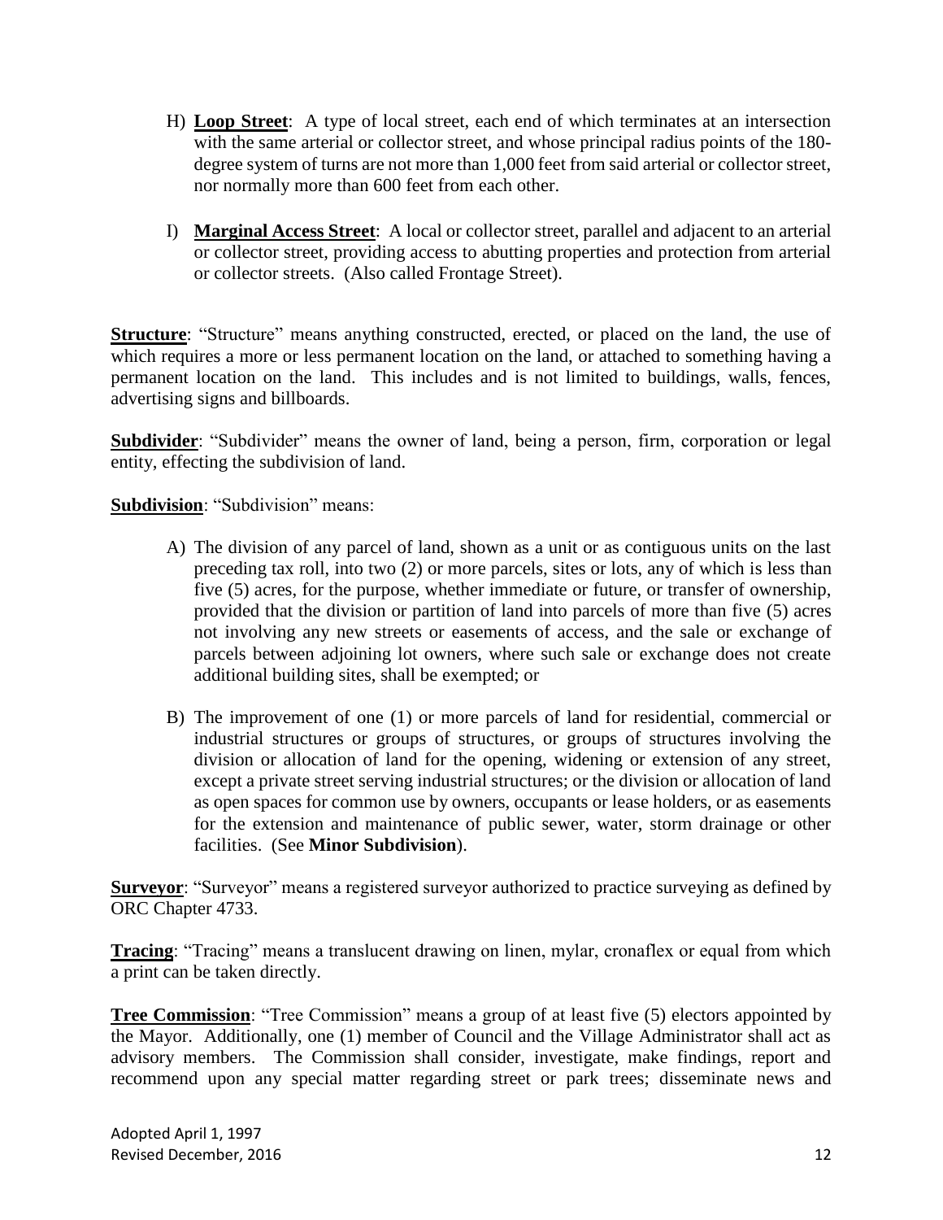H) **Loop Street**: A type of local street, each end of which terminates at an intersection with the same arterial or collector street, and whose principal radius points of the 180-degree system of turns are not more than 1,000 feet from said arterial or collector street, nor normally more than 600 feet from each other.

I) **Marginal Access Street**: A local or collector street, parallel and adjacent to an arterial or collector street, providing access to abutting properties and protection from arterial or collector streets. (Also called Frontage Street).

**Structure**: "Structure" means anything constructed, erected, or placed on the land, the use of which requires a more or less permanent location on the land, or attached to something having a permanent location on the land. This includes and is not limited to buildings, walls, fences, advertising signs and billboards.

**Subdivider**: "Subdivider" means the owner of land, being a person, firm, corporation or legal entity, effecting the subdivision of land.

**Subdivision**: "Subdivision" means:

A) The division of any parcel of land, shown as a unit or as contiguous units on the last preceding tax roll, into two (2) or more parcels, sites or lots, any of which is less than five (5) acres, for the purpose, whether immediate or future, or transfer of ownership, provided that the division or partition of land into parcels of more than five (5) acres not involving any new streets or easements of access, and the sale or exchange of parcels between adjoining lot owners, where such sale or exchange does not create additional building sites, shall be exempted; or

B) The improvement of one (1) or more parcels of land for residential, commercial or industrial structures or groups of structures, or groups of structures involving the division or allocation of land for the opening, widening or extension of any street, except a private street serving industrial structures; or the division or allocation of land as open spaces for common use by owners, occupants or lease holders, or as easements for the extension and maintenance of public sewer, water, storm drainage or other facilities. (See **Minor Subdivision**).

**Surveyor**: "Surveyor" means a registered surveyor authorized to practice surveying as defined by ORC Chapter 4733.

**Tracing**: "Tracing" means a translucent drawing on linen, mylar, cronaflex or equal from which a print can be taken directly.

**Tree Commission**: "Tree Commission" means a group of at least five (5) electors appointed by the Mayor. Additionally, one (1) member of Council and the Village Administrator shall act as advisory members. The Commission shall consider, investigate, make findings, report and recommend upon any special matter regarding street or park trees; disseminate news and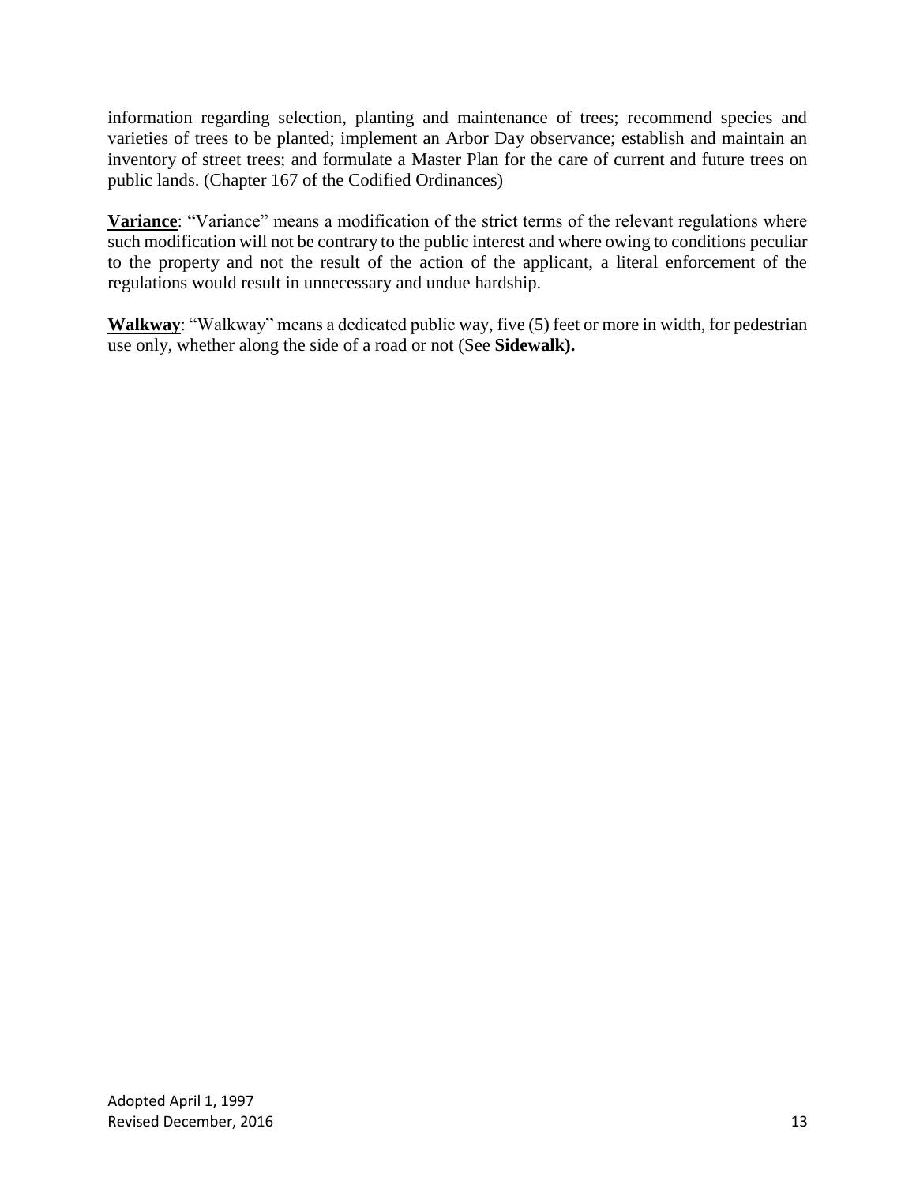information regarding selection, planting and maintenance of trees; recommend species and varieties of trees to be planted; implement an Arbor Day observance; establish and maintain an inventory of street trees; and formulate a Master Plan for the care of current and future trees on public lands. (Chapter 167 of the Codified Ordinances)

**Variance**: "Variance" means a modification of the strict terms of the relevant regulations where such modification will not be contrary to the public interest and where owing to conditions peculiar to the property and not the result of the action of the applicant, a literal enforcement of the regulations would result in unnecessary and undue hardship.

**Walkway**: "Walkway" means a dedicated public way, five (5) feet or more in width, for pedestrian use only, whether along the side of a road or not (See **Sidewalk).**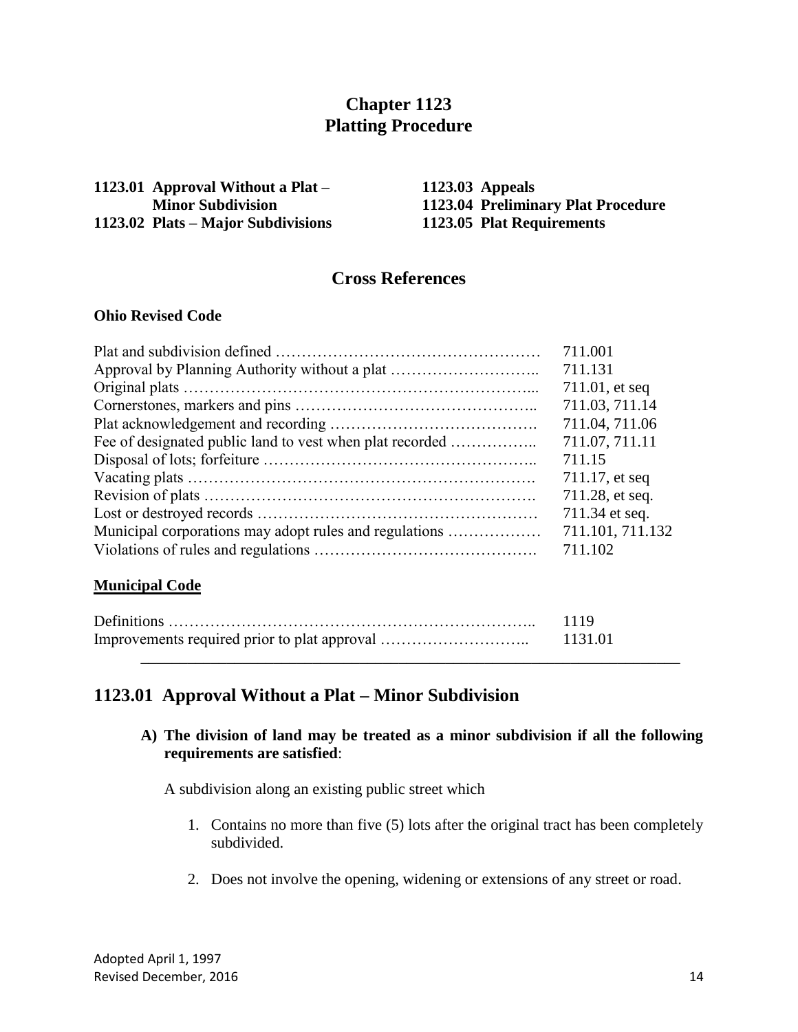# Chapter 1123
# Platting Procedure

| | |
|---|---|
| **1123.01 Approval Without a Plat – Minor Subdivision** | **1123.03 Appeals** |
| **1123.02 Plats – Major Subdivisions** | **1123.04 Preliminary Plat Procedure** |
| | **1123.05 Plat Requirements** |

## Cross References

**Ohio Revised Code**

| | |
|---|---|
| Plat and subdivision defined …………………………………………… | 711.001 |
| Approval by Planning Authority without a plat ……………………….. | 711.131 |
| Original plats …………………………………………….…………... | 711.01, et seq |
| Cornerstones, markers and pins ……………………………………….. | 711.03, 711.14 |
| Plat acknowledgement and recording …………………………………. | 711.04, 711.06 |
| Fee of designated public land to vest when plat recorded …………….. | 711.07, 711.11 |
| Disposal of lots; forfeiture …………………………………………….. | 711.15 |
| Vacating plats ………………………………………………………. | 711.17, et seq |
| Revision of plats ……………………………………………………. | 711.28, et seq. |
| Lost or destroyed records ……………………………………………… | 711.34 et seq. |
| Municipal corporations may adopt rules and regulations ……………… | 711.101, 711.132 |
| Violations of rules and regulations ……………………………………. | 711.102 |

**Municipal Code**

| | |
|---|---|
| Definitions …………………………………………………………….. | 1119 |
| Improvements required prior to plat approval ……………………….. | 1131.01 |

## 1123.01 Approval Without a Plat – Minor Subdivision

**A) The division of land may be treated as a minor subdivision if all the following requirements are satisfied**:

A subdivision along an existing public street which

1. Contains no more than five (5) lots after the original tract has been completely subdivided.

2. Does not involve the opening, widening or extensions of any street or road.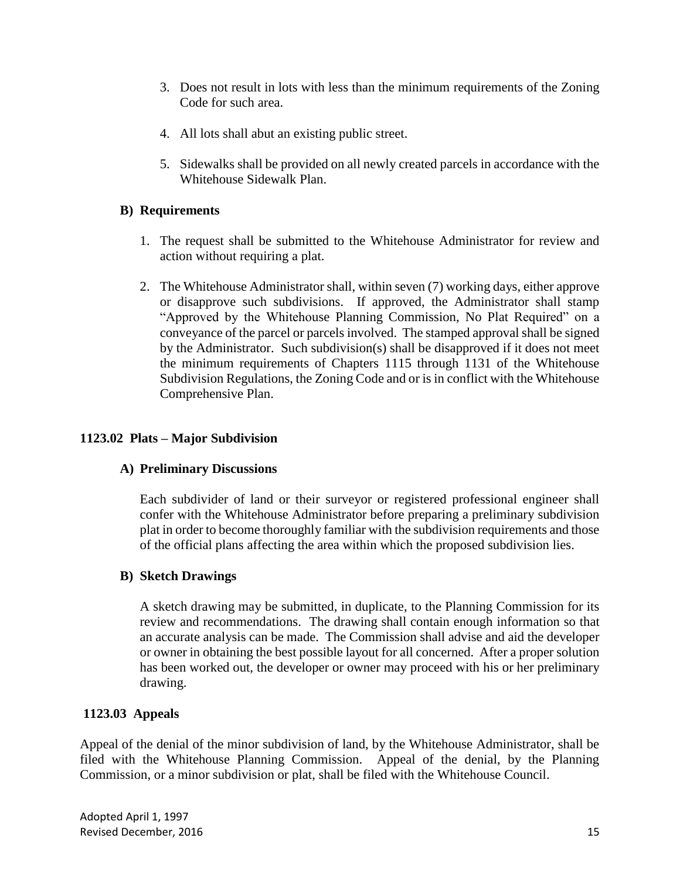3. Does not result in lots with less than the minimum requirements of the Zoning Code for such area.

4. All lots shall abut an existing public street.

5. Sidewalks shall be provided on all newly created parcels in accordance with the Whitehouse Sidewalk Plan.

**B) Requirements**

1. The request shall be submitted to the Whitehouse Administrator for review and action without requiring a plat.

2. The Whitehouse Administrator shall, within seven (7) working days, either approve or disapprove such subdivisions. If approved, the Administrator shall stamp "Approved by the Whitehouse Planning Commission, No Plat Required" on a conveyance of the parcel or parcels involved. The stamped approval shall be signed by the Administrator. Such subdivision(s) shall be disapproved if it does not meet the minimum requirements of Chapters 1115 through 1131 of the Whitehouse Subdivision Regulations, the Zoning Code and or is in conflict with the Whitehouse Comprehensive Plan.

### 1123.02 Plats – Major Subdivision

**A) Preliminary Discussions**

Each subdivider of land or their surveyor or registered professional engineer shall confer with the Whitehouse Administrator before preparing a preliminary subdivision plat in order to become thoroughly familiar with the subdivision requirements and those of the official plans affecting the area within which the proposed subdivision lies.

**B) Sketch Drawings**

A sketch drawing may be submitted, in duplicate, to the Planning Commission for its review and recommendations. The drawing shall contain enough information so that an accurate analysis can be made. The Commission shall advise and aid the developer or owner in obtaining the best possible layout for all concerned. After a proper solution has been worked out, the developer or owner may proceed with his or her preliminary drawing.

### 1123.03 Appeals

Appeal of the denial of the minor subdivision of land, by the Whitehouse Administrator, shall be filed with the Whitehouse Planning Commission. Appeal of the denial, by the Planning Commission, or a minor subdivision or plat, shall be filed with the Whitehouse Council.

Adopted April 1, 1997
Revised December, 2016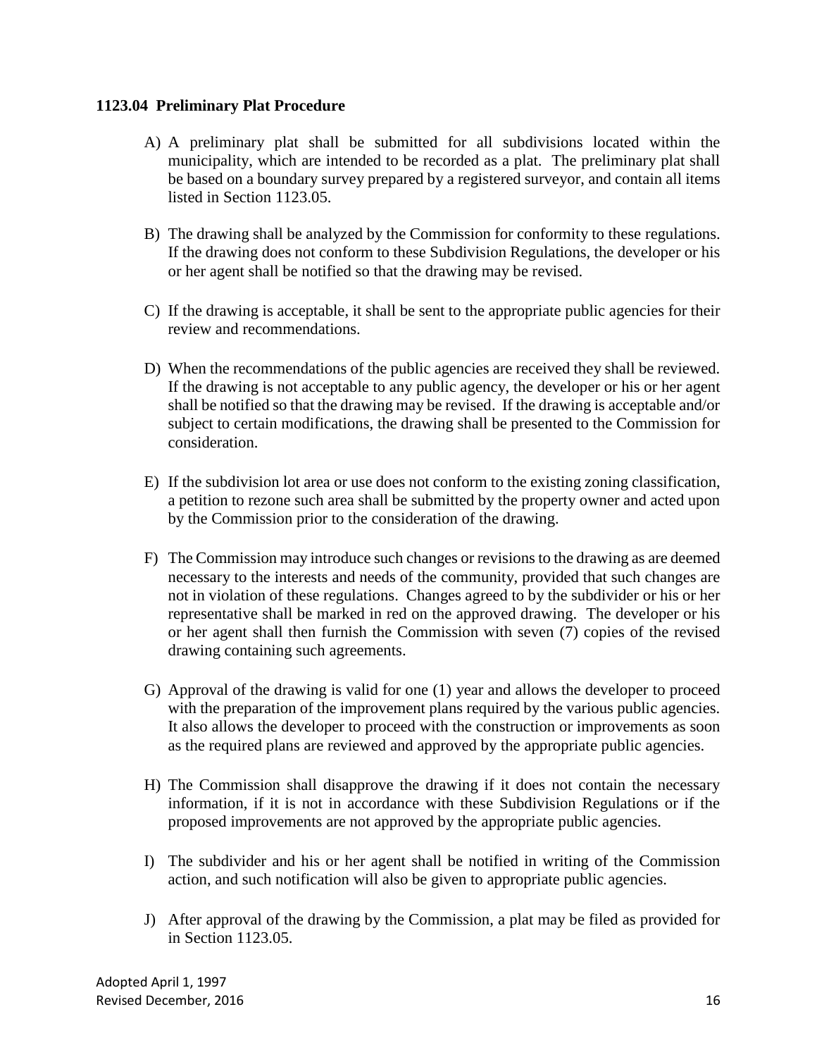### 1123.04 Preliminary Plat Procedure

A) A preliminary plat shall be submitted for all subdivisions located within the municipality, which are intended to be recorded as a plat. The preliminary plat shall be based on a boundary survey prepared by a registered surveyor, and contain all items listed in Section 1123.05.

B) The drawing shall be analyzed by the Commission for conformity to these regulations. If the drawing does not conform to these Subdivision Regulations, the developer or his or her agent shall be notified so that the drawing may be revised.

C) If the drawing is acceptable, it shall be sent to the appropriate public agencies for their review and recommendations.

D) When the recommendations of the public agencies are received they shall be reviewed. If the drawing is not acceptable to any public agency, the developer or his or her agent shall be notified so that the drawing may be revised. If the drawing is acceptable and/or subject to certain modifications, the drawing shall be presented to the Commission for consideration.

E) If the subdivision lot area or use does not conform to the existing zoning classification, a petition to rezone such area shall be submitted by the property owner and acted upon by the Commission prior to the consideration of the drawing.

F) The Commission may introduce such changes or revisions to the drawing as are deemed necessary to the interests and needs of the community, provided that such changes are not in violation of these regulations. Changes agreed to by the subdivider or his or her representative shall be marked in red on the approved drawing. The developer or his or her agent shall then furnish the Commission with seven (7) copies of the revised drawing containing such agreements.

G) Approval of the drawing is valid for one (1) year and allows the developer to proceed with the preparation of the improvement plans required by the various public agencies. It also allows the developer to proceed with the construction or improvements as soon as the required plans are reviewed and approved by the appropriate public agencies.

H) The Commission shall disapprove the drawing if it does not contain the necessary information, if it is not in accordance with these Subdivision Regulations or if the proposed improvements are not approved by the appropriate public agencies.

I) The subdivider and his or her agent shall be notified in writing of the Commission action, and such notification will also be given to appropriate public agencies.

J) After approval of the drawing by the Commission, a plat may be filed as provided for in Section 1123.05.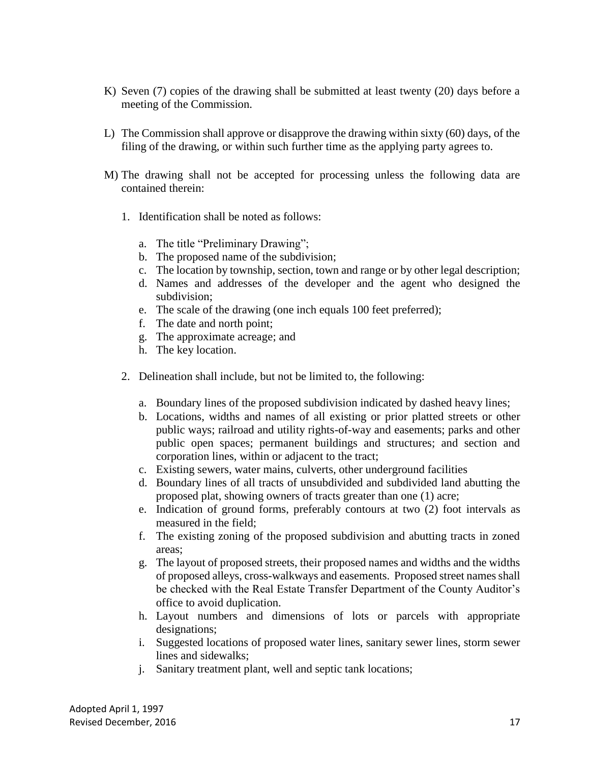K) Seven (7) copies of the drawing shall be submitted at least twenty (20) days before a meeting of the Commission.

L) The Commission shall approve or disapprove the drawing within sixty (60) days, of the filing of the drawing, or within such further time as the applying party agrees to.

M) The drawing shall not be accepted for processing unless the following data are contained therein:

1. Identification shall be noted as follows:

   a. The title "Preliminary Drawing";
   b. The proposed name of the subdivision;
   c. The location by township, section, town and range or by other legal description;
   d. Names and addresses of the developer and the agent who designed the subdivision;
   e. The scale of the drawing (one inch equals 100 feet preferred);
   f. The date and north point;
   g. The approximate acreage; and
   h. The key location.

2. Delineation shall include, but not be limited to, the following:

   a. Boundary lines of the proposed subdivision indicated by dashed heavy lines;
   b. Locations, widths and names of all existing or prior platted streets or other public ways; railroad and utility rights-of-way and easements; parks and other public open spaces; permanent buildings and structures; and section and corporation lines, within or adjacent to the tract;
   c. Existing sewers, water mains, culverts, other underground facilities
   d. Boundary lines of all tracts of unsubdivided and subdivided land abutting the proposed plat, showing owners of tracts greater than one (1) acre;
   e. Indication of ground forms, preferably contours at two (2) foot intervals as measured in the field;
   f. The existing zoning of the proposed subdivision and abutting tracts in zoned areas;
   g. The layout of proposed streets, their proposed names and widths and the widths of proposed alleys, cross-walkways and easements. Proposed street names shall be checked with the Real Estate Transfer Department of the County Auditor's office to avoid duplication.
   h. Layout numbers and dimensions of lots or parcels with appropriate designations;
   i. Suggested locations of proposed water lines, sanitary sewer lines, storm sewer lines and sidewalks;
   j. Sanitary treatment plant, well and septic tank locations;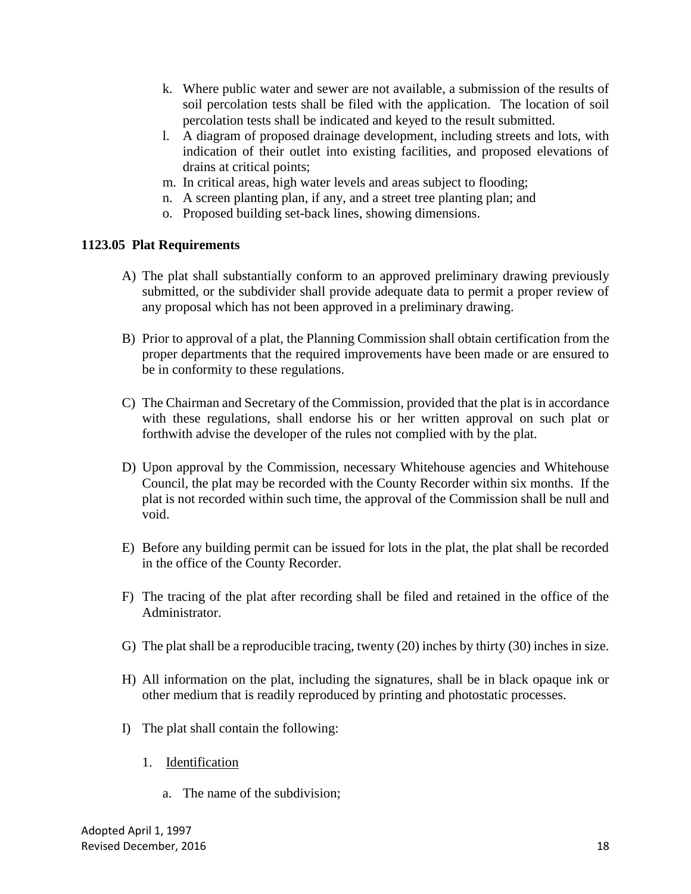k. Where public water and sewer are not available, a submission of the results of soil percolation tests shall be filed with the application. The location of soil percolation tests shall be indicated and keyed to the result submitted.
l. A diagram of proposed drainage development, including streets and lots, with indication of their outlet into existing facilities, and proposed elevations of drains at critical points;
m. In critical areas, high water levels and areas subject to flooding;
n. A screen planting plan, if any, and a street tree planting plan; and
o. Proposed building set-back lines, showing dimensions.

**1123.05 Plat Requirements**

A) The plat shall substantially conform to an approved preliminary drawing previously submitted, or the subdivider shall provide adequate data to permit a proper review of any proposal which has not been approved in a preliminary drawing.

B) Prior to approval of a plat, the Planning Commission shall obtain certification from the proper departments that the required improvements have been made or are ensured to be in conformity to these regulations.

C) The Chairman and Secretary of the Commission, provided that the plat is in accordance with these regulations, shall endorse his or her written approval on such plat or forthwith advise the developer of the rules not complied with by the plat.

D) Upon approval by the Commission, necessary Whitehouse agencies and Whitehouse Council, the plat may be recorded with the County Recorder within six months. If the plat is not recorded within such time, the approval of the Commission shall be null and void.

E) Before any building permit can be issued for lots in the plat, the plat shall be recorded in the office of the County Recorder.

F) The tracing of the plat after recording shall be filed and retained in the office of the Administrator.

G) The plat shall be a reproducible tracing, twenty (20) inches by thirty (30) inches in size.

H) All information on the plat, including the signatures, shall be in black opaque ink or other medium that is readily reproduced by printing and photostatic processes.

I) The plat shall contain the following:

1. Identification

    a. The name of the subdivision;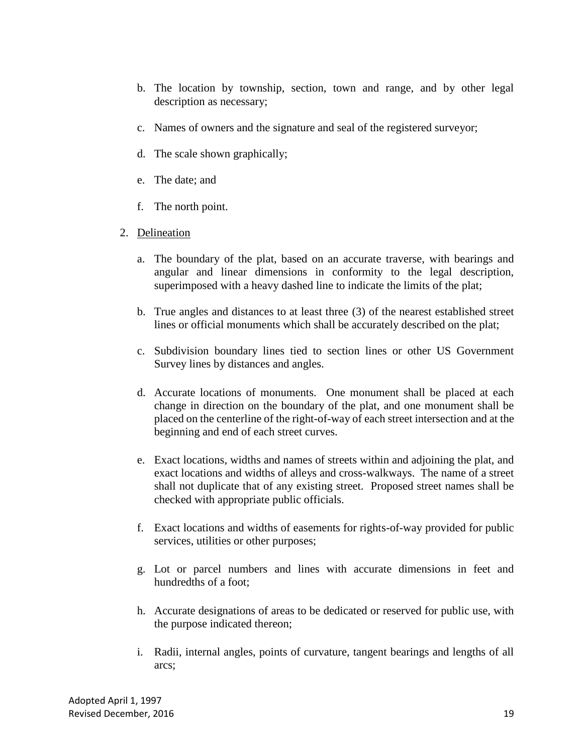b. The location by township, section, town and range, and by other legal description as necessary;

c. Names of owners and the signature and seal of the registered surveyor;

d. The scale shown graphically;

e. The date; and

f. The north point.

2. <u>Delineation</u>

   a. The boundary of the plat, based on an accurate traverse, with bearings and angular and linear dimensions in conformity to the legal description, superimposed with a heavy dashed line to indicate the limits of the plat;

   b. True angles and distances to at least three (3) of the nearest established street lines or official monuments which shall be accurately described on the plat;

   c. Subdivision boundary lines tied to section lines or other US Government Survey lines by distances and angles.

   d. Accurate locations of monuments. One monument shall be placed at each change in direction on the boundary of the plat, and one monument shall be placed on the centerline of the right-of-way of each street intersection and at the beginning and end of each street curves.

   e. Exact locations, widths and names of streets within and adjoining the plat, and exact locations and widths of alleys and cross-walkways. The name of a street shall not duplicate that of any existing street. Proposed street names shall be checked with appropriate public officials.

   f. Exact locations and widths of easements for rights-of-way provided for public services, utilities or other purposes;

   g. Lot or parcel numbers and lines with accurate dimensions in feet and hundredths of a foot;

   h. Accurate designations of areas to be dedicated or reserved for public use, with the purpose indicated thereon;

   i. Radii, internal angles, points of curvature, tangent bearings and lengths of all arcs;

Adopted April 1, 1997
Revised December, 2016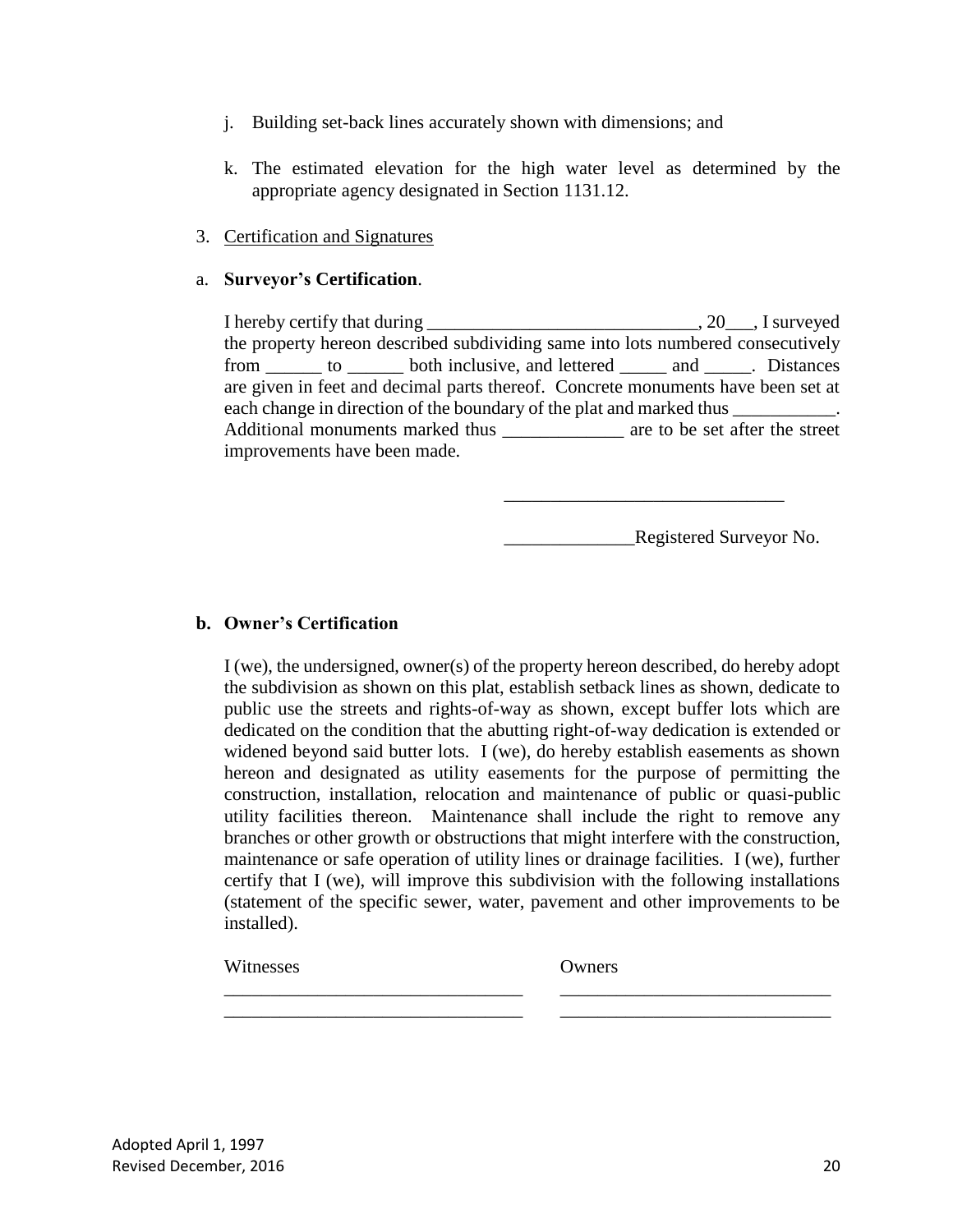j. Building set-back lines accurately shown with dimensions; and

k. The estimated elevation for the high water level as determined by the appropriate agency designated in Section 1131.12.

3. Certification and Signatures

a. **Surveyor's Certification**.

I hereby certify that during ______________________________, 20___, I surveyed the property hereon described subdividing same into lots numbered consecutively from ______ to ______ both inclusive, and lettered _____ and _____. Distances are given in feet and decimal parts thereof. Concrete monuments have been set at each change in direction of the boundary of the plat and marked thus ___________. Additional monuments marked thus _____________ are to be set after the street improvements have been made.

______________________________

______________Registered Surveyor No.

**b. Owner's Certification**

I (we), the undersigned, owner(s) of the property hereon described, do hereby adopt the subdivision as shown on this plat, establish setback lines as shown, dedicate to public use the streets and rights-of-way as shown, except buffer lots which are dedicated on the condition that the abutting right-of-way dedication is extended or widened beyond said butter lots. I (we), do hereby establish easements as shown hereon and designated as utility easements for the purpose of permitting the construction, installation, relocation and maintenance of public or quasi-public utility facilities thereon. Maintenance shall include the right to remove any branches or other growth or obstructions that might interfere with the construction, maintenance or safe operation of utility lines or drainage facilities. I (we), further certify that I (we), will improve this subdivision with the following installations (statement of the specific sewer, water, pavement and other improvements to be installed).

| Witnesses | Owners |
| --- | --- |
| ________________________________ | ______________________________ |
| ________________________________ | ______________________________ |

Adopted April 1, 1997
Revised December, 2016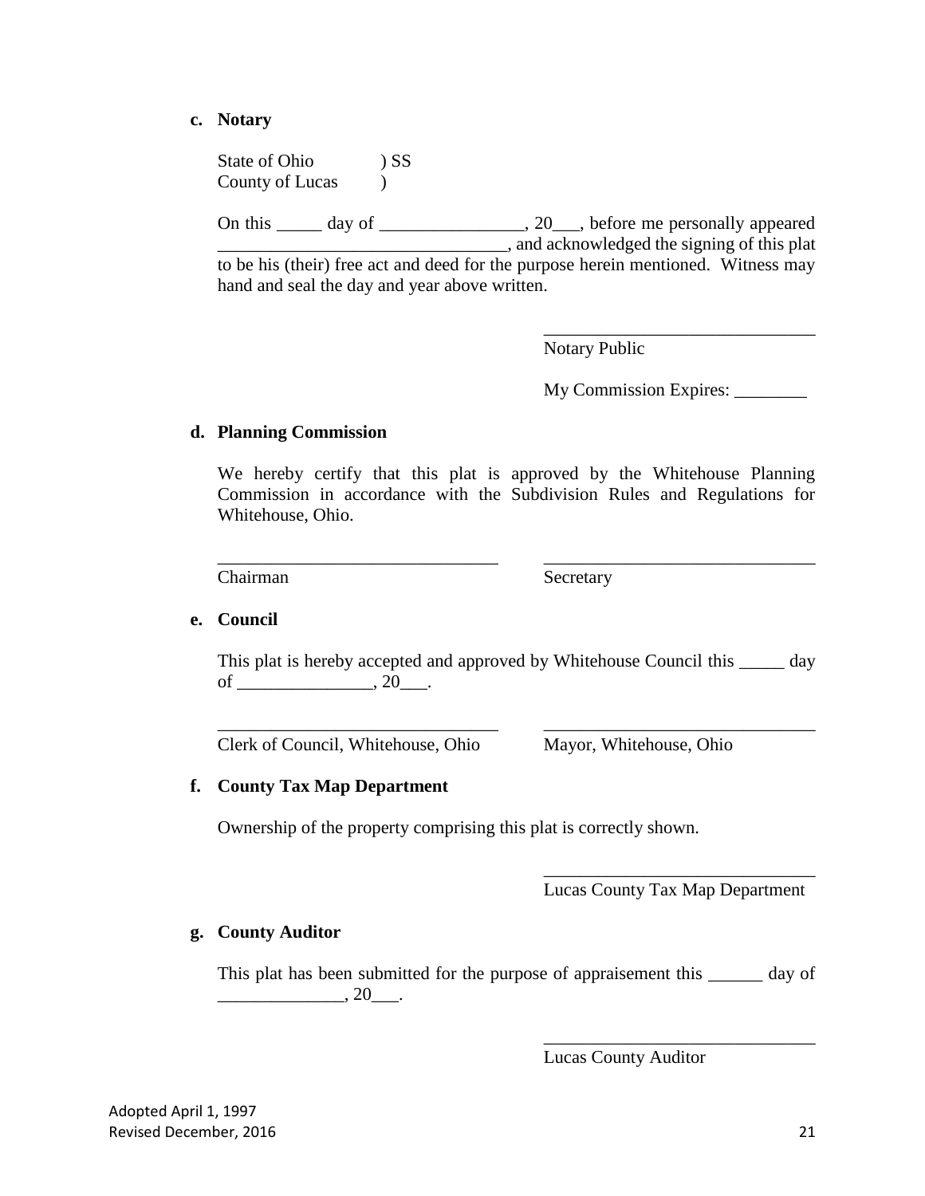**c. Notary**

State of Ohio ) SS
County of Lucas )

On this _____ day of ________________, 20___, before me personally appeared ________________________________, and acknowledged the signing of this plat to be his (their) free act and deed for the purpose herein mentioned. Witness may hand and seal the day and year above written.

______________________________
Notary Public

My Commission Expires: ________

**d. Planning Commission**

We hereby certify that this plat is approved by the Whitehouse Planning Commission in accordance with the Subdivision Rules and Regulations for Whitehouse, Ohio.

_______________________________ ______________________________
Chairman Secretary

**e. Council**

This plat is hereby accepted and approved by Whitehouse Council this _____ day of _______________, 20___.

_______________________________ ______________________________
Clerk of Council, Whitehouse, Ohio Mayor, Whitehouse, Ohio

**f. County Tax Map Department**

Ownership of the property comprising this plat is correctly shown.

______________________________
Lucas County Tax Map Department

**g. County Auditor**

This plat has been submitted for the purpose of appraisement this ______ day of ______________, 20___.

______________________________
Lucas County Auditor

Adopted April 1, 1997
Revised December, 2016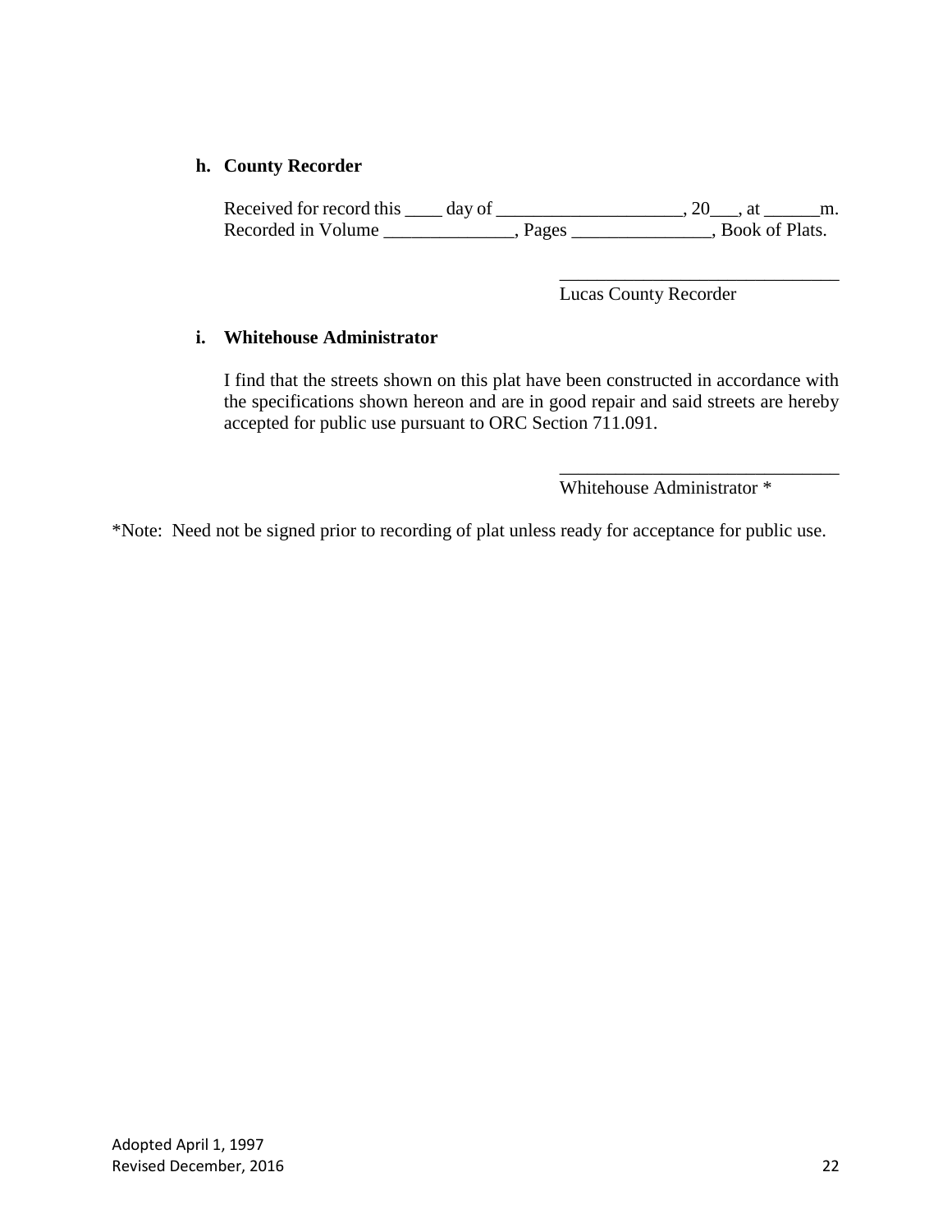**h. County Recorder**

Received for record this ____ day of ____________________, 20___, at ______m.
Recorded in Volume ______________, Pages _______________, Book of Plats.

_______________________________
Lucas County Recorder

**i. Whitehouse Administrator**

I find that the streets shown on this plat have been constructed in accordance with the specifications shown hereon and are in good repair and said streets are hereby accepted for public use pursuant to ORC Section 711.091.

_______________________________
Whitehouse Administrator *

*Note: Need not be signed prior to recording of plat unless ready for acceptance for public use.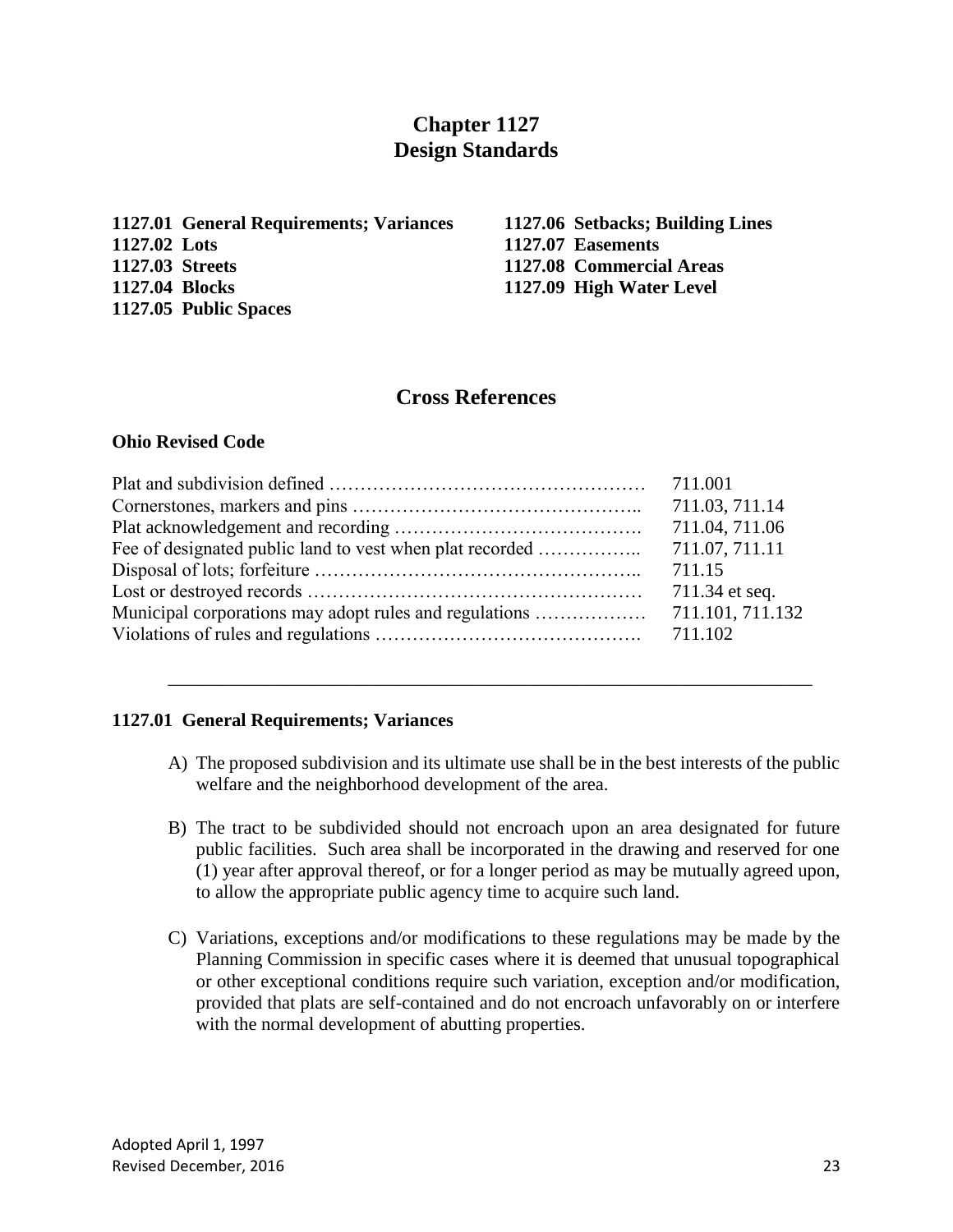# Chapter 1127
# Design Standards

**1127.01 General Requirements; Variances**
**1127.02 Lots**
**1127.03 Streets**
**1127.04 Blocks**
**1127.05 Public Spaces**
**1127.06 Setbacks; Building Lines**
**1127.07 Easements**
**1127.08 Commercial Areas**
**1127.09 High Water Level**

## Cross References

**Ohio Revised Code**

| | |
|---|---|
| Plat and subdivision defined …………………………………………… | 711.001 |
| Cornerstones, markers and pins ……………………………………….. | 711.03, 711.14 |
| Plat acknowledgement and recording …………………………………. | 711.04, 711.06 |
| Fee of designated public land to vest when plat recorded …………….. | 711.07, 711.11 |
| Disposal of lots; forfeiture …………………………………………….. | 711.15 |
| Lost or destroyed records ……………………………………………… | 711.34 et seq. |
| Municipal corporations may adopt rules and regulations ……………… | 711.101, 711.132 |
| Violations of rules and regulations ……………………………………. | 711.102 |

---

### 1127.01 General Requirements; Variances

A) The proposed subdivision and its ultimate use shall be in the best interests of the public welfare and the neighborhood development of the area.

B) The tract to be subdivided should not encroach upon an area designated for future public facilities. Such area shall be incorporated in the drawing and reserved for one (1) year after approval thereof, or for a longer period as may be mutually agreed upon, to allow the appropriate public agency time to acquire such land.

C) Variations, exceptions and/or modifications to these regulations may be made by the Planning Commission in specific cases where it is deemed that unusual topographical or other exceptional conditions require such variation, exception and/or modification, provided that plats are self-contained and do not encroach unfavorably on or interfere with the normal development of abutting properties.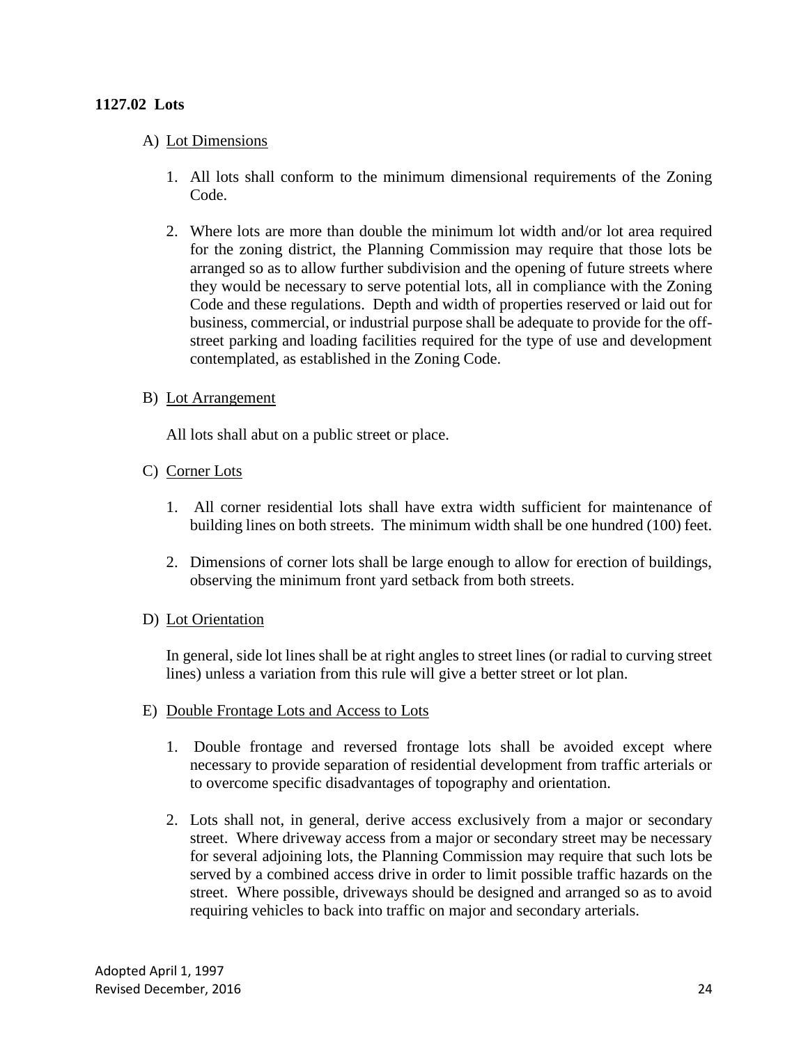### 1127.02 Lots

A) <u>Lot Dimensions</u>

1. All lots shall conform to the minimum dimensional requirements of the Zoning Code.

2. Where lots are more than double the minimum lot width and/or lot area required for the zoning district, the Planning Commission may require that those lots be arranged so as to allow further subdivision and the opening of future streets where they would be necessary to serve potential lots, all in compliance with the Zoning Code and these regulations. Depth and width of properties reserved or laid out for business, commercial, or industrial purpose shall be adequate to provide for the off-street parking and loading facilities required for the type of use and development contemplated, as established in the Zoning Code.

B) <u>Lot Arrangement</u>

All lots shall abut on a public street or place.

C) <u>Corner Lots</u>

1. All corner residential lots shall have extra width sufficient for maintenance of building lines on both streets. The minimum width shall be one hundred (100) feet.

2. Dimensions of corner lots shall be large enough to allow for erection of buildings, observing the minimum front yard setback from both streets.

D) <u>Lot Orientation</u>

In general, side lot lines shall be at right angles to street lines (or radial to curving street lines) unless a variation from this rule will give a better street or lot plan.

E) <u>Double Frontage Lots and Access to Lots</u>

1. Double frontage and reversed frontage lots shall be avoided except where necessary to provide separation of residential development from traffic arterials or to overcome specific disadvantages of topography and orientation.

2. Lots shall not, in general, derive access exclusively from a major or secondary street. Where driveway access from a major or secondary street may be necessary for several adjoining lots, the Planning Commission may require that such lots be served by a combined access drive in order to limit possible traffic hazards on the street. Where possible, driveways should be designed and arranged so as to avoid requiring vehicles to back into traffic on major and secondary arterials.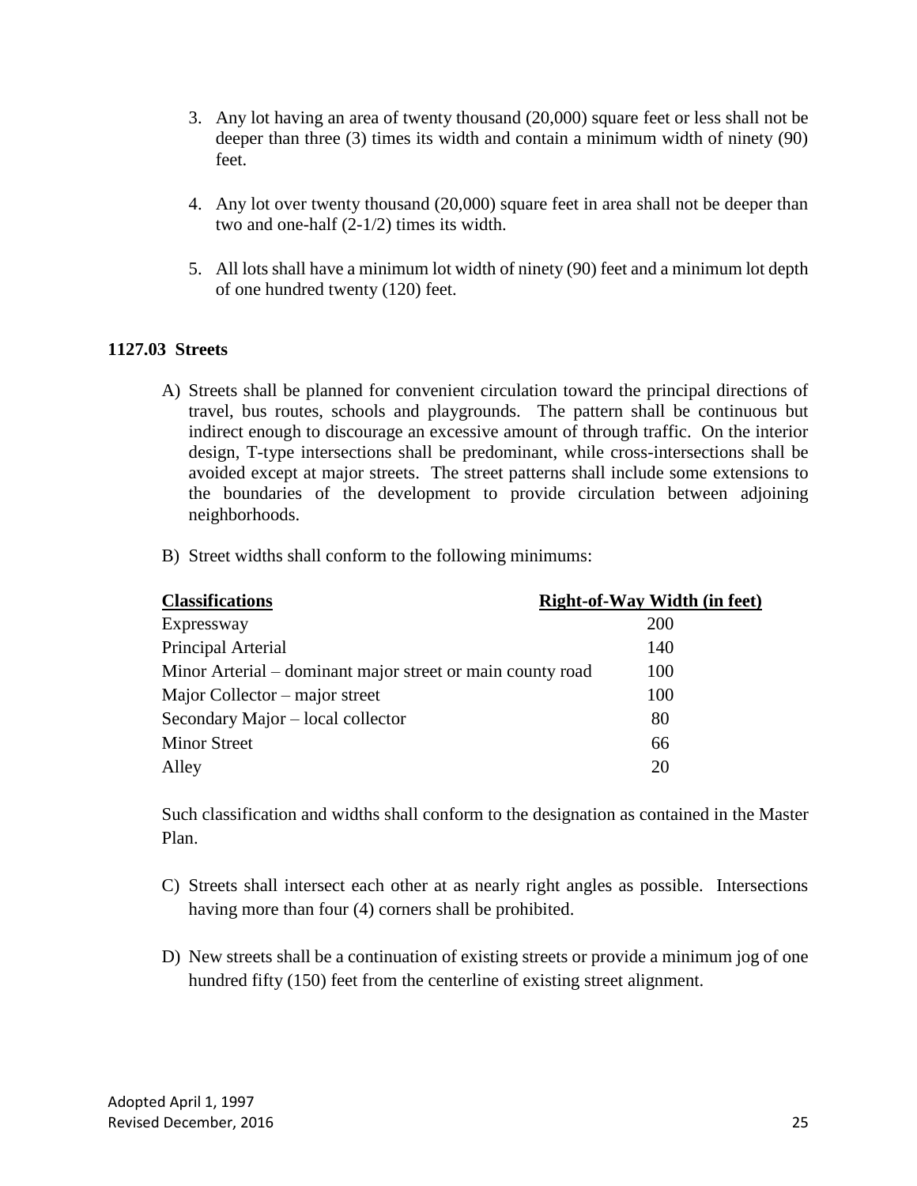3. Any lot having an area of twenty thousand (20,000) square feet or less shall not be deeper than three (3) times its width and contain a minimum width of ninety (90) feet.

4. Any lot over twenty thousand (20,000) square feet in area shall not be deeper than two and one-half (2-1/2) times its width.

5. All lots shall have a minimum lot width of ninety (90) feet and a minimum lot depth of one hundred twenty (120) feet.

**1127.03 Streets**

A) Streets shall be planned for convenient circulation toward the principal directions of travel, bus routes, schools and playgrounds. The pattern shall be continuous but indirect enough to discourage an excessive amount of through traffic. On the interior design, T-type intersections shall be predominant, while cross-intersections shall be avoided except at major streets. The street patterns shall include some extensions to the boundaries of the development to provide circulation between adjoining neighborhoods.

B) Street widths shall conform to the following minimums:

| Classifications | Right-of-Way Width (in feet) |
|---|---|
| Expressway | 200 |
| Principal Arterial | 140 |
| Minor Arterial – dominant major street or main county road | 100 |
| Major Collector – major street | 100 |
| Secondary Major – local collector | 80 |
| Minor Street | 66 |
| Alley | 20 |

Such classification and widths shall conform to the designation as contained in the Master Plan.

C) Streets shall intersect each other at as nearly right angles as possible. Intersections having more than four (4) corners shall be prohibited.

D) New streets shall be a continuation of existing streets or provide a minimum jog of one hundred fifty (150) feet from the centerline of existing street alignment.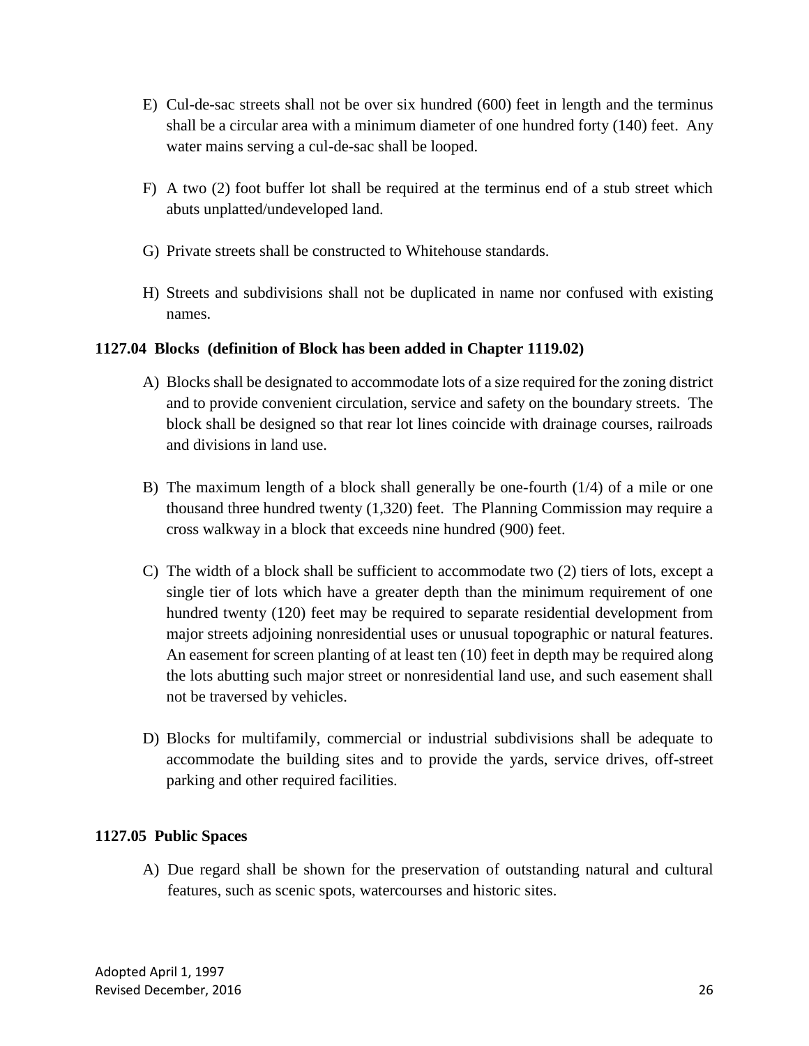E) Cul-de-sac streets shall not be over six hundred (600) feet in length and the terminus shall be a circular area with a minimum diameter of one hundred forty (140) feet. Any water mains serving a cul-de-sac shall be looped.

F) A two (2) foot buffer lot shall be required at the terminus end of a stub street which abuts unplatted/undeveloped land.

G) Private streets shall be constructed to Whitehouse standards.

H) Streets and subdivisions shall not be duplicated in name nor confused with existing names.

**1127.04 Blocks (definition of Block has been added in Chapter 1119.02)**

A) Blocks shall be designated to accommodate lots of a size required for the zoning district and to provide convenient circulation, service and safety on the boundary streets. The block shall be designed so that rear lot lines coincide with drainage courses, railroads and divisions in land use.

B) The maximum length of a block shall generally be one-fourth (1/4) of a mile or one thousand three hundred twenty (1,320) feet. The Planning Commission may require a cross walkway in a block that exceeds nine hundred (900) feet.

C) The width of a block shall be sufficient to accommodate two (2) tiers of lots, except a single tier of lots which have a greater depth than the minimum requirement of one hundred twenty (120) feet may be required to separate residential development from major streets adjoining nonresidential uses or unusual topographic or natural features. An easement for screen planting of at least ten (10) feet in depth may be required along the lots abutting such major street or nonresidential land use, and such easement shall not be traversed by vehicles.

D) Blocks for multifamily, commercial or industrial subdivisions shall be adequate to accommodate the building sites and to provide the yards, service drives, off-street parking and other required facilities.

**1127.05 Public Spaces**

A) Due regard shall be shown for the preservation of outstanding natural and cultural features, such as scenic spots, watercourses and historic sites.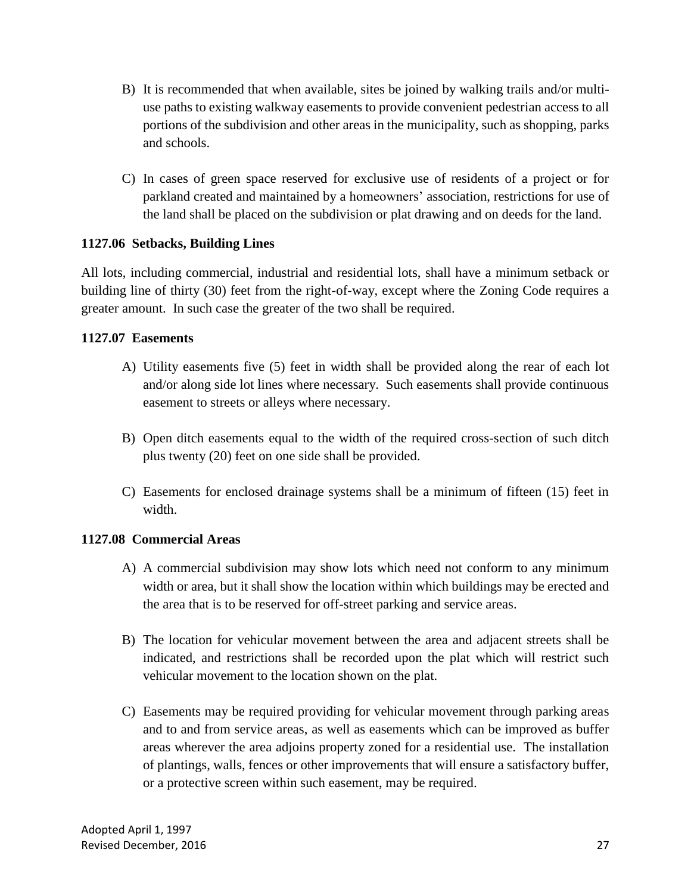B) It is recommended that when available, sites be joined by walking trails and/or multi-use paths to existing walkway easements to provide convenient pedestrian access to all portions of the subdivision and other areas in the municipality, such as shopping, parks and schools.

C) In cases of green space reserved for exclusive use of residents of a project or for parkland created and maintained by a homeowners' association, restrictions for use of the land shall be placed on the subdivision or plat drawing and on deeds for the land.

**1127.06 Setbacks, Building Lines**

All lots, including commercial, industrial and residential lots, shall have a minimum setback or building line of thirty (30) feet from the right-of-way, except where the Zoning Code requires a greater amount. In such case the greater of the two shall be required.

**1127.07 Easements**

A) Utility easements five (5) feet in width shall be provided along the rear of each lot and/or along side lot lines where necessary. Such easements shall provide continuous easement to streets or alleys where necessary.

B) Open ditch easements equal to the width of the required cross-section of such ditch plus twenty (20) feet on one side shall be provided.

C) Easements for enclosed drainage systems shall be a minimum of fifteen (15) feet in width.

**1127.08 Commercial Areas**

A) A commercial subdivision may show lots which need not conform to any minimum width or area, but it shall show the location within which buildings may be erected and the area that is to be reserved for off-street parking and service areas.

B) The location for vehicular movement between the area and adjacent streets shall be indicated, and restrictions shall be recorded upon the plat which will restrict such vehicular movement to the location shown on the plat.

C) Easements may be required providing for vehicular movement through parking areas and to and from service areas, as well as easements which can be improved as buffer areas wherever the area adjoins property zoned for a residential use. The installation of plantings, walls, fences or other improvements that will ensure a satisfactory buffer, or a protective screen within such easement, may be required.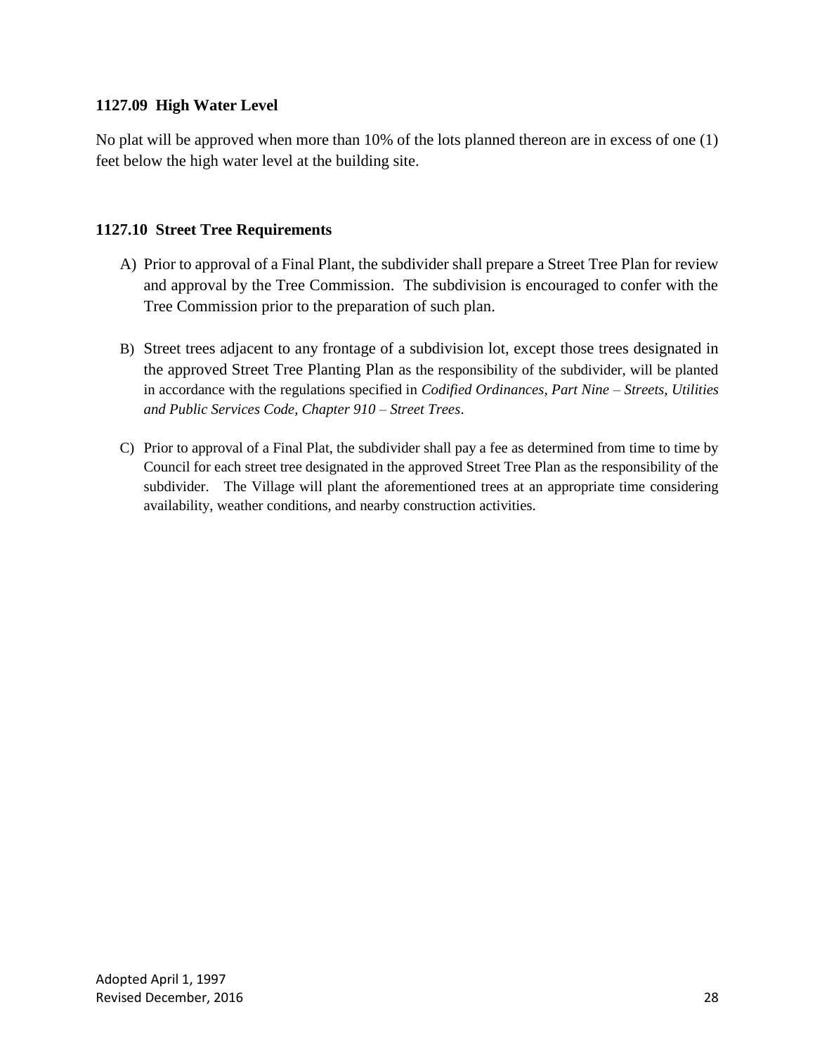### 1127.09 High Water Level

No plat will be approved when more than 10% of the lots planned thereon are in excess of one (1) feet below the high water level at the building site.

### 1127.10 Street Tree Requirements

A) Prior to approval of a Final Plant, the subdivider shall prepare a Street Tree Plan for review and approval by the Tree Commission. The subdivision is encouraged to confer with the Tree Commission prior to the preparation of such plan.

B) Street trees adjacent to any frontage of a subdivision lot, except those trees designated in the approved Street Tree Planting Plan as the responsibility of the subdivider, will be planted in accordance with the regulations specified in *Codified Ordinances, Part Nine – Streets, Utilities and Public Services Code, Chapter 910 – Street Trees*.

C) Prior to approval of a Final Plat, the subdivider shall pay a fee as determined from time to time by Council for each street tree designated in the approved Street Tree Plan as the responsibility of the subdivider. The Village will plant the aforementioned trees at an appropriate time considering availability, weather conditions, and nearby construction activities.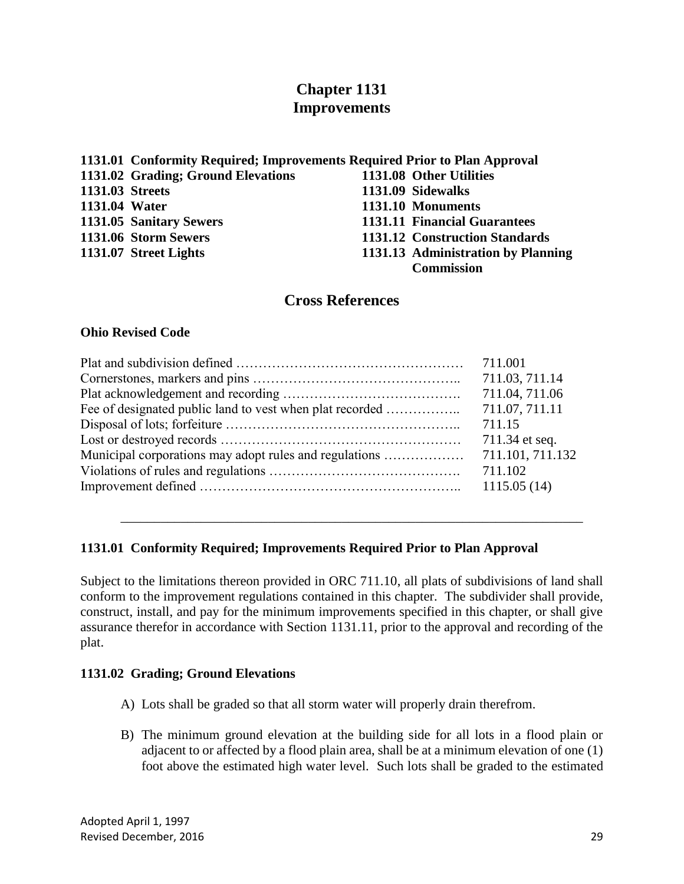# Chapter 1131
# Improvements

**1131.01 Conformity Required; Improvements Required Prior to Plan Approval**
**1131.02 Grading; Ground Elevations**
**1131.03 Streets**
**1131.04 Water**
**1131.05 Sanitary Sewers**
**1131.06 Storm Sewers**
**1131.07 Street Lights**
**1131.08 Other Utilities**
**1131.09 Sidewalks**
**1131.10 Monuments**
**1131.11 Financial Guarantees**
**1131.12 Construction Standards**
**1131.13 Administration by Planning Commission**

## Cross References

**Ohio Revised Code**

| | |
|---|---|
| Plat and subdivision defined | 711.001 |
| Cornerstones, markers and pins | 711.03, 711.14 |
| Plat acknowledgement and recording | 711.04, 711.06 |
| Fee of designated public land to vest when plat recorded | 711.07, 711.11 |
| Disposal of lots; forfeiture | 711.15 |
| Lost or destroyed records | 711.34 et seq. |
| Municipal corporations may adopt rules and regulations | 711.101, 711.132 |
| Violations of rules and regulations | 711.102 |
| Improvement defined | 1115.05 (14) |

---

### 1131.01 Conformity Required; Improvements Required Prior to Plan Approval

Subject to the limitations thereon provided in ORC 711.10, all plats of subdivisions of land shall conform to the improvement regulations contained in this chapter. The subdivider shall provide, construct, install, and pay for the minimum improvements specified in this chapter, or shall give assurance therefor in accordance with Section 1131.11, prior to the approval and recording of the plat.

### 1131.02 Grading; Ground Elevations

A) Lots shall be graded so that all storm water will properly drain therefrom.

B) The minimum ground elevation at the building side for all lots in a flood plain or adjacent to or affected by a flood plain area, shall be at a minimum elevation of one (1) foot above the estimated high water level. Such lots shall be graded to the estimated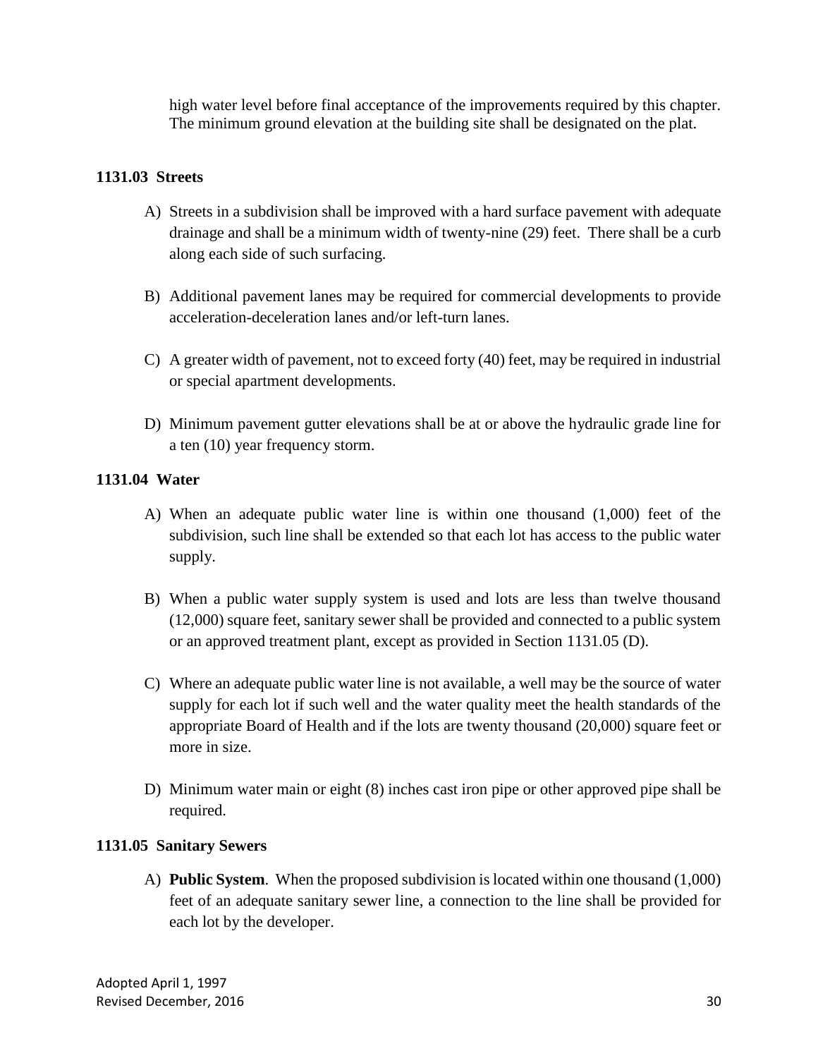high water level before final acceptance of the improvements required by this chapter. The minimum ground elevation at the building site shall be designated on the plat.

**1131.03 Streets**

A) Streets in a subdivision shall be improved with a hard surface pavement with adequate drainage and shall be a minimum width of twenty-nine (29) feet. There shall be a curb along each side of such surfacing.

B) Additional pavement lanes may be required for commercial developments to provide acceleration-deceleration lanes and/or left-turn lanes.

C) A greater width of pavement, not to exceed forty (40) feet, may be required in industrial or special apartment developments.

D) Minimum pavement gutter elevations shall be at or above the hydraulic grade line for a ten (10) year frequency storm.

**1131.04 Water**

A) When an adequate public water line is within one thousand (1,000) feet of the subdivision, such line shall be extended so that each lot has access to the public water supply.

B) When a public water supply system is used and lots are less than twelve thousand (12,000) square feet, sanitary sewer shall be provided and connected to a public system or an approved treatment plant, except as provided in Section 1131.05 (D).

C) Where an adequate public water line is not available, a well may be the source of water supply for each lot if such well and the water quality meet the health standards of the appropriate Board of Health and if the lots are twenty thousand (20,000) square feet or more in size.

D) Minimum water main or eight (8) inches cast iron pipe or other approved pipe shall be required.

**1131.05 Sanitary Sewers**

A) **Public System**. When the proposed subdivision is located within one thousand (1,000) feet of an adequate sanitary sewer line, a connection to the line shall be provided for each lot by the developer.

Adopted April 1, 1997
Revised December, 2016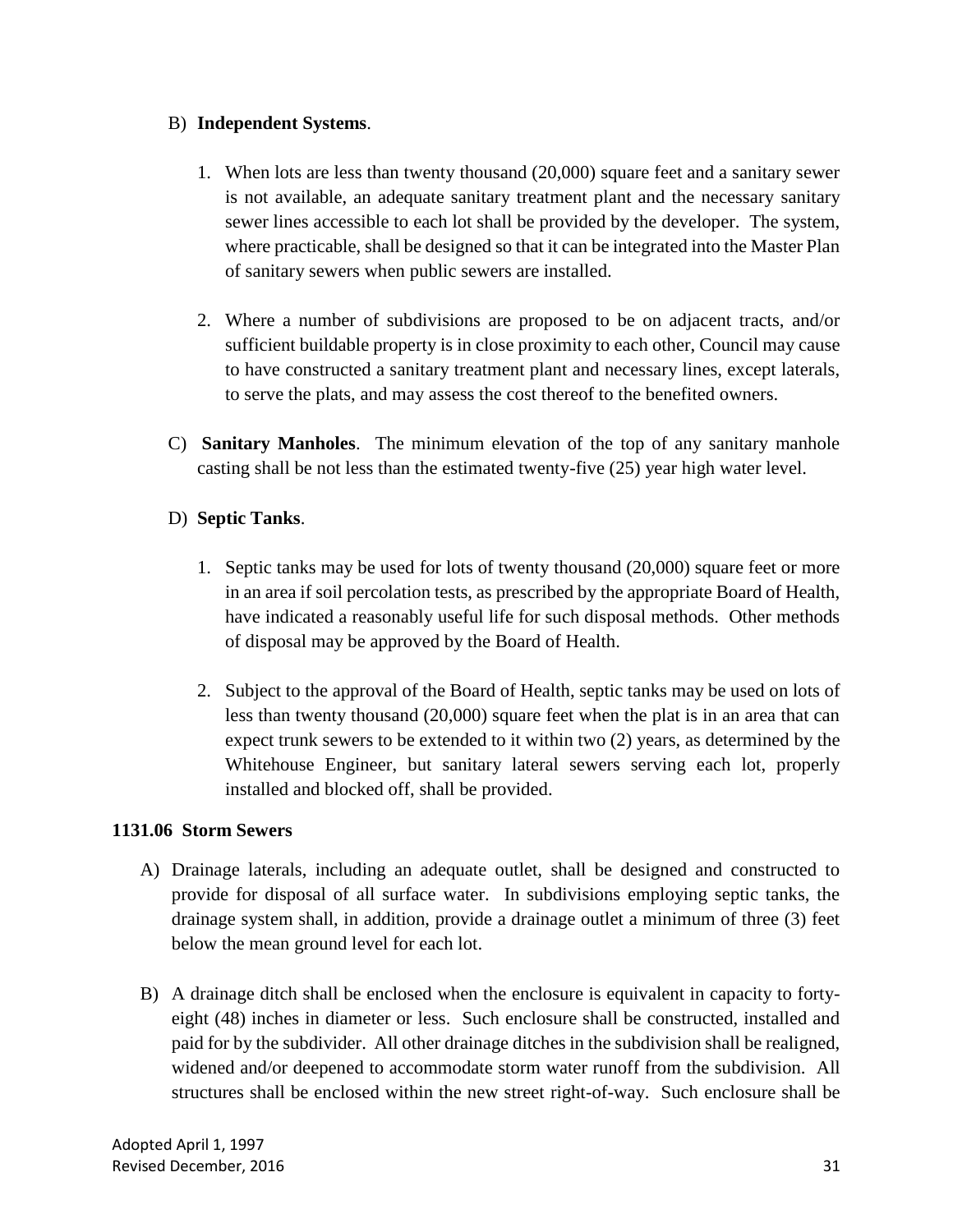B) **Independent Systems**.

1. When lots are less than twenty thousand (20,000) square feet and a sanitary sewer is not available, an adequate sanitary treatment plant and the necessary sanitary sewer lines accessible to each lot shall be provided by the developer. The system, where practicable, shall be designed so that it can be integrated into the Master Plan of sanitary sewers when public sewers are installed.

2. Where a number of subdivisions are proposed to be on adjacent tracts, and/or sufficient buildable property is in close proximity to each other, Council may cause to have constructed a sanitary treatment plant and necessary lines, except laterals, to serve the plats, and may assess the cost thereof to the benefited owners.

C) **Sanitary Manholes**. The minimum elevation of the top of any sanitary manhole casting shall be not less than the estimated twenty-five (25) year high water level.

D) **Septic Tanks**.

1. Septic tanks may be used for lots of twenty thousand (20,000) square feet or more in an area if soil percolation tests, as prescribed by the appropriate Board of Health, have indicated a reasonably useful life for such disposal methods. Other methods of disposal may be approved by the Board of Health.

2. Subject to the approval of the Board of Health, septic tanks may be used on lots of less than twenty thousand (20,000) square feet when the plat is in an area that can expect trunk sewers to be extended to it within two (2) years, as determined by the Whitehouse Engineer, but sanitary lateral sewers serving each lot, properly installed and blocked off, shall be provided.

**1131.06 Storm Sewers**

A) Drainage laterals, including an adequate outlet, shall be designed and constructed to provide for disposal of all surface water. In subdivisions employing septic tanks, the drainage system shall, in addition, provide a drainage outlet a minimum of three (3) feet below the mean ground level for each lot.

B) A drainage ditch shall be enclosed when the enclosure is equivalent in capacity to forty-eight (48) inches in diameter or less. Such enclosure shall be constructed, installed and paid for by the subdivider. All other drainage ditches in the subdivision shall be realigned, widened and/or deepened to accommodate storm water runoff from the subdivision. All structures shall be enclosed within the new street right-of-way. Such enclosure shall be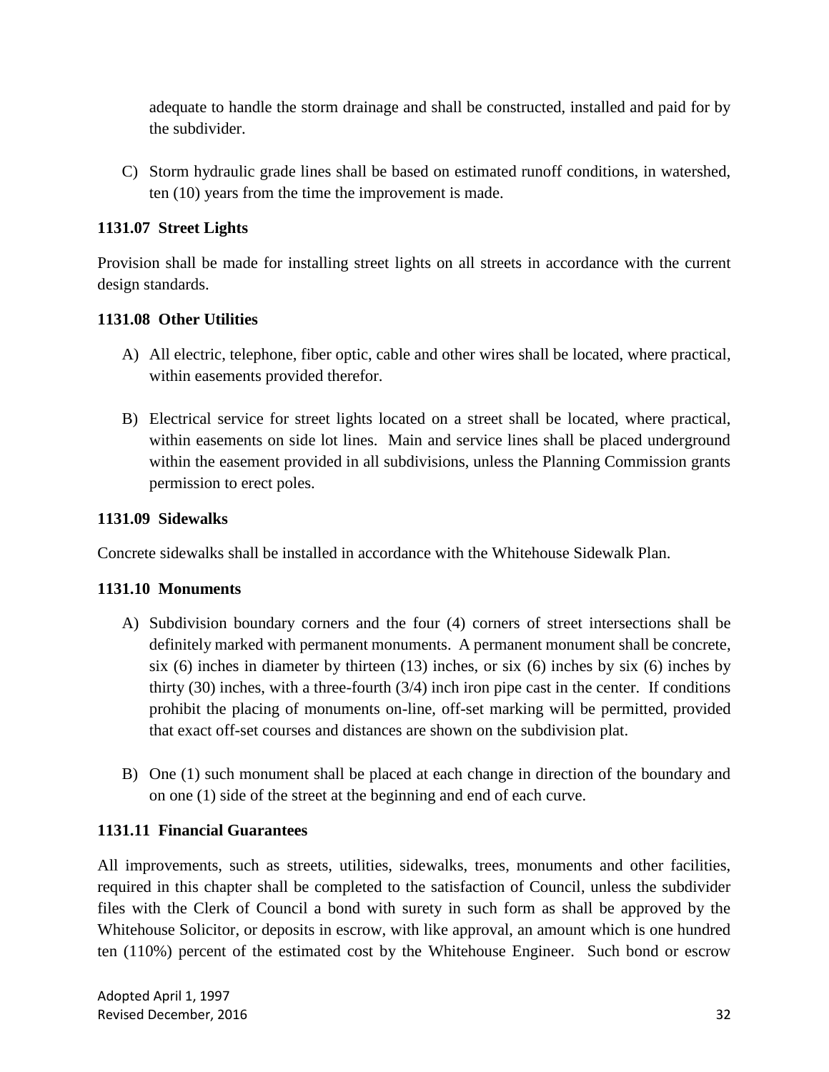adequate to handle the storm drainage and shall be constructed, installed and paid for by the subdivider.

C) Storm hydraulic grade lines shall be based on estimated runoff conditions, in watershed, ten (10) years from the time the improvement is made.

**1131.07 Street Lights**

Provision shall be made for installing street lights on all streets in accordance with the current design standards.

**1131.08 Other Utilities**

A) All electric, telephone, fiber optic, cable and other wires shall be located, where practical, within easements provided therefor.

B) Electrical service for street lights located on a street shall be located, where practical, within easements on side lot lines. Main and service lines shall be placed underground within the easement provided in all subdivisions, unless the Planning Commission grants permission to erect poles.

**1131.09 Sidewalks**

Concrete sidewalks shall be installed in accordance with the Whitehouse Sidewalk Plan.

**1131.10 Monuments**

A) Subdivision boundary corners and the four (4) corners of street intersections shall be definitely marked with permanent monuments. A permanent monument shall be concrete, six (6) inches in diameter by thirteen (13) inches, or six (6) inches by six (6) inches by thirty (30) inches, with a three-fourth (3/4) inch iron pipe cast in the center. If conditions prohibit the placing of monuments on-line, off-set marking will be permitted, provided that exact off-set courses and distances are shown on the subdivision plat.

B) One (1) such monument shall be placed at each change in direction of the boundary and on one (1) side of the street at the beginning and end of each curve.

**1131.11 Financial Guarantees**

All improvements, such as streets, utilities, sidewalks, trees, monuments and other facilities, required in this chapter shall be completed to the satisfaction of Council, unless the subdivider files with the Clerk of Council a bond with surety in such form as shall be approved by the Whitehouse Solicitor, or deposits in escrow, with like approval, an amount which is one hundred ten (110%) percent of the estimated cost by the Whitehouse Engineer. Such bond or escrow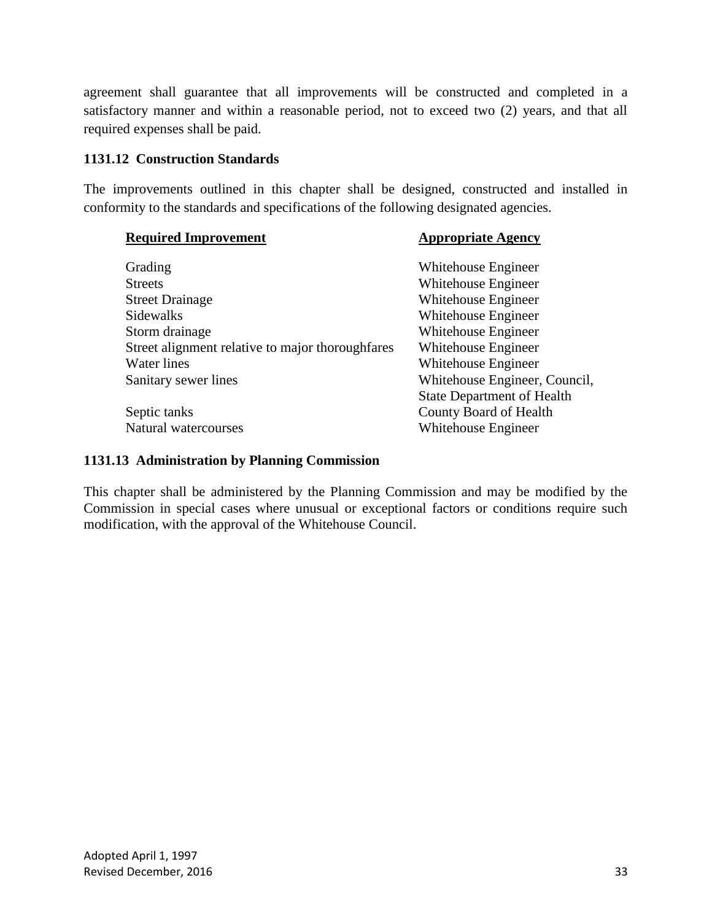agreement shall guarantee that all improvements will be constructed and completed in a satisfactory manner and within a reasonable period, not to exceed two (2) years, and that all required expenses shall be paid.

### 1131.12 Construction Standards

The improvements outlined in this chapter shall be designed, constructed and installed in conformity to the standards and specifications of the following designated agencies.

| Required Improvement | Appropriate Agency |
|---|---|
| Grading | Whitehouse Engineer |
| Streets | Whitehouse Engineer |
| Street Drainage | Whitehouse Engineer |
| Sidewalks | Whitehouse Engineer |
| Storm drainage | Whitehouse Engineer |
| Street alignment relative to major thoroughfares | Whitehouse Engineer |
| Water lines | Whitehouse Engineer |
| Sanitary sewer lines | Whitehouse Engineer, Council, State Department of Health |
| Septic tanks | County Board of Health |
| Natural watercourses | Whitehouse Engineer |

### 1131.13 Administration by Planning Commission

This chapter shall be administered by the Planning Commission and may be modified by the Commission in special cases where unusual or exceptional factors or conditions require such modification, with the approval of the Whitehouse Council.